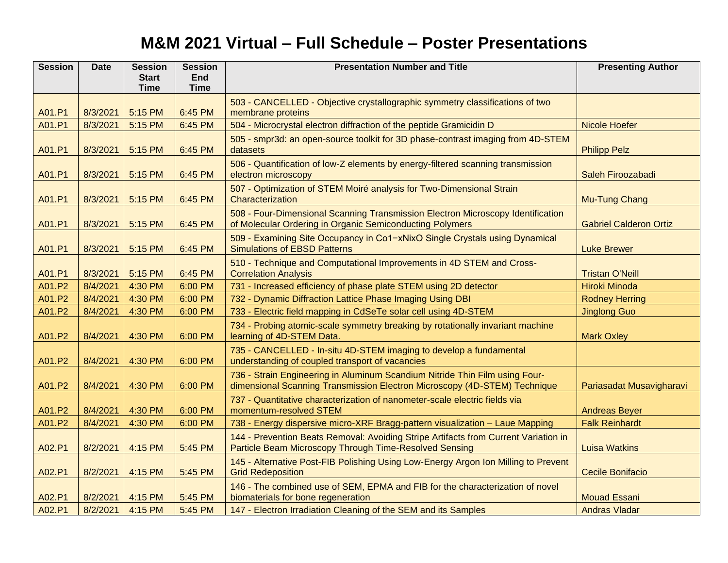# M&M 2021 Virtual – Full Schedule – Poster Presentations

| Session | Date | Session Start Time | Session End Time | Presentation Number and Title | Presenting Author |
|---|---|---|---|---|---|
| A01.P1 | 8/3/2021 | 5:15 PM | 6:45 PM | 503 - CANCELLED - Objective crystallographic symmetry classifications of two membrane proteins | |
| A01.P1 | 8/3/2021 | 5:15 PM | 6:45 PM | 504 - Microcrystal electron diffraction of the peptide Gramicidin D | Nicole Hoefer |
| A01.P1 | 8/3/2021 | 5:15 PM | 6:45 PM | 505 - smpr3d: an open-source toolkit for 3D phase-contrast imaging from 4D-STEM datasets | Philipp Pelz |
| A01.P1 | 8/3/2021 | 5:15 PM | 6:45 PM | 506 - Quantification of low-Z elements by energy-filtered scanning transmission electron microscopy | Saleh Firoozabadi |
| A01.P1 | 8/3/2021 | 5:15 PM | 6:45 PM | 507 - Optimization of STEM Moiré analysis for Two-Dimensional Strain Characterization | Mu-Tung Chang |
| A01.P1 | 8/3/2021 | 5:15 PM | 6:45 PM | 508 - Four-Dimensional Scanning Transmission Electron Microscopy Identification of Molecular Ordering in Organic Semiconducting Polymers | Gabriel Calderon Ortiz |
| A01.P1 | 8/3/2021 | 5:15 PM | 6:45 PM | 509 - Examining Site Occupancy in $Co_{1-x}Ni_xO$ Single Crystals using Dynamical Simulations of EBSD Patterns | Luke Brewer |
| A01.P1 | 8/3/2021 | 5:15 PM | 6:45 PM | 510 - Technique and Computational Improvements in 4D STEM and Cross-Correlation Analysis | Tristan O'Neill |
| A01.P2 | 8/4/2021 | 4:30 PM | 6:00 PM | 731 - Increased efficiency of phase plate STEM using 2D detector | Hiroki Minoda |
| A01.P2 | 8/4/2021 | 4:30 PM | 6:00 PM | 732 - Dynamic Diffraction Lattice Phase Imaging Using DBI | Rodney Herring |
| A01.P2 | 8/4/2021 | 4:30 PM | 6:00 PM | 733 - Electric field mapping in CdSeTe solar cell using 4D-STEM | Jinglong Guo |
| A01.P2 | 8/4/2021 | 4:30 PM | 6:00 PM | 734 - Probing atomic-scale symmetry breaking by rotationally invariant machine learning of 4D-STEM Data. | Mark Oxley |
| A01.P2 | 8/4/2021 | 4:30 PM | 6:00 PM | 735 - CANCELLED - In-situ 4D-STEM imaging to develop a fundamental understanding of coupled transport of vacancies | |
| A01.P2 | 8/4/2021 | 4:30 PM | 6:00 PM | 736 - Strain Engineering in Aluminum Scandium Nitride Thin Film using Four-dimensional Scanning Transmission Electron Microscopy (4D-STEM) Technique | Pariasadat Musavigharavi |
| A01.P2 | 8/4/2021 | 4:30 PM | 6:00 PM | 737 - Quantitative characterization of nanometer-scale electric fields via momentum-resolved STEM | Andreas Beyer |
| A01.P2 | 8/4/2021 | 4:30 PM | 6:00 PM | 738 - Energy dispersive micro-XRF Bragg-pattern visualization – Laue Mapping | Falk Reinhardt |
| A02.P1 | 8/2/2021 | 4:15 PM | 5:45 PM | 144 - Prevention Beats Removal: Avoiding Stripe Artifacts from Current Variation in Particle Beam Microscopy Through Time-Resolved Sensing | Luisa Watkins |
| A02.P1 | 8/2/2021 | 4:15 PM | 5:45 PM | 145 - Alternative Post-FIB Polishing Using Low-Energy Argon Ion Milling to Prevent Grid Redeposition | Cecile Bonifacio |
| A02.P1 | 8/2/2021 | 4:15 PM | 5:45 PM | 146 - The combined use of SEM, EPMA and FIB for the characterization of novel biomaterials for bone regeneration | Mouad Essani |
| A02.P1 | 8/2/2021 | 4:15 PM | 5:45 PM | 147 - Electron Irradiation Cleaning of the SEM and its Samples | Andras Vladar |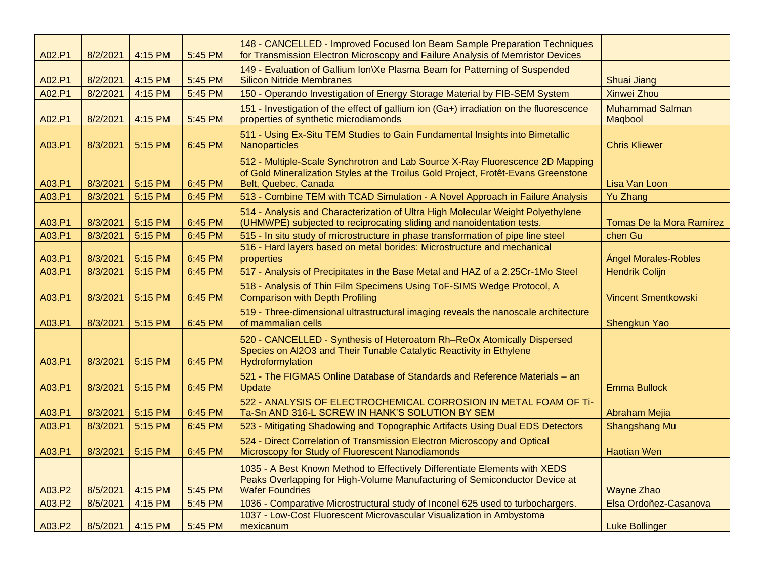| | | | | | |
|---|---|---|---|---|---|
| A02.P1 | 8/2/2021 | 4:15 PM | 5:45 PM | 148 - CANCELLED - Improved Focused Ion Beam Sample Preparation Techniques for Transmission Electron Microscopy and Failure Analysis of Memristor Devices | |
| A02.P1 | 8/2/2021 | 4:15 PM | 5:45 PM | 149 - Evaluation of Gallium Ion\Xe Plasma Beam for Patterning of Suspended Silicon Nitride Membranes | Shuai Jiang |
| A02.P1 | 8/2/2021 | 4:15 PM | 5:45 PM | 150 - Operando Investigation of Energy Storage Material by FIB-SEM System | Xinwei Zhou |
| A02.P1 | 8/2/2021 | 4:15 PM | 5:45 PM | 151 - Investigation of the effect of gallium ion (Ga+) irradiation on the fluorescence properties of synthetic microdiamonds | Muhammad Salman Maqbool |
| A03.P1 | 8/3/2021 | 5:15 PM | 6:45 PM | 511 - Using Ex-Situ TEM Studies to Gain Fundamental Insights into Bimetallic Nanoparticles | Chris Kliewer |
| A03.P1 | 8/3/2021 | 5:15 PM | 6:45 PM | 512 - Multiple-Scale Synchrotron and Lab Source X-Ray Fluorescence 2D Mapping of Gold Mineralization Styles at the Troilus Gold Project, Frotêt-Evans Greenstone Belt, Quebec, Canada | Lisa Van Loon |
| A03.P1 | 8/3/2021 | 5:15 PM | 6:45 PM | 513 - Combine TEM with TCAD Simulation - A Novel Approach in Failure Analysis | Yu Zhang |
| A03.P1 | 8/3/2021 | 5:15 PM | 6:45 PM | 514 - Analysis and Characterization of Ultra High Molecular Weight Polyethylene (UHMWPE) subjected to reciprocating sliding and nanoidentation tests. | Tomas De la Mora Ramírez |
| A03.P1 | 8/3/2021 | 5:15 PM | 6:45 PM | 515 - In situ study of microstructure in phase transformation of pipe line steel | chen Gu |
| A03.P1 | 8/3/2021 | 5:15 PM | 6:45 PM | 516 - Hard layers based on metal borides: Microstructure and mechanical properties | Ángel Morales-Robles |
| A03.P1 | 8/3/2021 | 5:15 PM | 6:45 PM | 517 - Analysis of Precipitates in the Base Metal and HAZ of a 2.25Cr-1Mo Steel | Hendrik Colijn |
| A03.P1 | 8/3/2021 | 5:15 PM | 6:45 PM | 518 - Analysis of Thin Film Specimens Using ToF-SIMS Wedge Protocol, A Comparison with Depth Profiling | Vincent Smentkowski |
| A03.P1 | 8/3/2021 | 5:15 PM | 6:45 PM | 519 - Three-dimensional ultrastructural imaging reveals the nanoscale architecture of mammalian cells | Shengkun Yao |
| A03.P1 | 8/3/2021 | 5:15 PM | 6:45 PM | 520 - CANCELLED - Synthesis of Heteroatom Rh–ReOx Atomically Dispersed Species on Al2O3 and Their Tunable Catalytic Reactivity in Ethylene Hydroformylation | |
| A03.P1 | 8/3/2021 | 5:15 PM | 6:45 PM | 521 - The FIGMAS Online Database of Standards and Reference Materials – an Update | Emma Bullock |
| A03.P1 | 8/3/2021 | 5:15 PM | 6:45 PM | 522 - ANALYSIS OF ELECTROCHEMICAL CORROSION IN METAL FOAM OF Ti-Ta-Sn AND 316-L SCREW IN HANK'S SOLUTION BY SEM | Abraham Mejia |
| A03.P1 | 8/3/2021 | 5:15 PM | 6:45 PM | 523 - Mitigating Shadowing and Topographic Artifacts Using Dual EDS Detectors | Shangshang Mu |
| A03.P1 | 8/3/2021 | 5:15 PM | 6:45 PM | 524 - Direct Correlation of Transmission Electron Microscopy and Optical Microscopy for Study of Fluorescent Nanodiamonds | Haotian Wen |
| A03.P2 | 8/5/2021 | 4:15 PM | 5:45 PM | 1035 - A Best Known Method to Effectively Differentiate Elements with XEDS Peaks Overlapping for High-Volume Manufacturing of Semiconductor Device at Wafer Foundries | Wayne Zhao |
| A03.P2 | 8/5/2021 | 4:15 PM | 5:45 PM | 1036 - Comparative Microstructural study of Inconel 625 used to turbochargers. | Elsa Ordoñez-Casanova |
| A03.P2 | 8/5/2021 | 4:15 PM | 5:45 PM | 1037 - Low-Cost Fluorescent Microvascular Visualization in Ambystoma mexicanum | Luke Bollinger |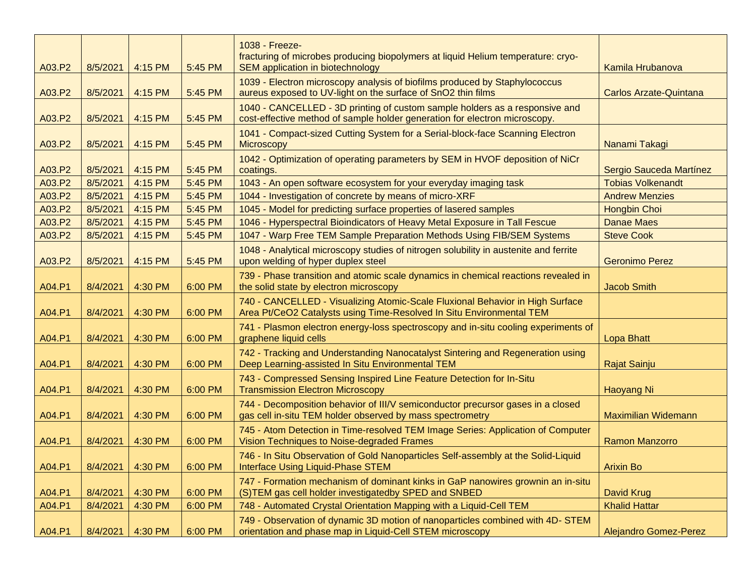| A03.P2 | 8/5/2021 | 4:15 PM | 5:45 PM | 1038 - Freeze-fracturing of microbes producing biopolymers at liquid Helium temperature: cryo-SEM application in biotechnology | Kamila Hrubanova |
|---|---|---|---|---|---|
| A03.P2 | 8/5/2021 | 4:15 PM | 5:45 PM | 1039 - Electron microscopy analysis of biofilms produced by Staphylococcus aureus exposed to UV-light on the surface of SnO2 thin films | Carlos Arzate-Quintana |
| A03.P2 | 8/5/2021 | 4:15 PM | 5:45 PM | 1040 - CANCELLED - 3D printing of custom sample holders as a responsive and cost-effective method of sample holder generation for electron microscopy. | |
| A03.P2 | 8/5/2021 | 4:15 PM | 5:45 PM | 1041 - Compact-sized Cutting System for a Serial-block-face Scanning Electron Microscopy | Nanami Takagi |
| A03.P2 | 8/5/2021 | 4:15 PM | 5:45 PM | 1042 - Optimization of operating parameters by SEM in HVOF deposition of NiCr coatings. | Sergio Sauceda Martínez |
| A03.P2 | 8/5/2021 | 4:15 PM | 5:45 PM | 1043 - An open software ecosystem for your everyday imaging task | Tobias Volkenandt |
| A03.P2 | 8/5/2021 | 4:15 PM | 5:45 PM | 1044 - Investigation of concrete by means of micro-XRF | Andrew Menzies |
| A03.P2 | 8/5/2021 | 4:15 PM | 5:45 PM | 1045 - Model for predicting surface properties of lasered samples | Hongbin Choi |
| A03.P2 | 8/5/2021 | 4:15 PM | 5:45 PM | 1046 - Hyperspectral Bioindicators of Heavy Metal Exposure in Tall Fescue | Danae Maes |
| A03.P2 | 8/5/2021 | 4:15 PM | 5:45 PM | 1047 - Warp Free TEM Sample Preparation Methods Using FIB/SEM Systems | Steve Cook |
| A03.P2 | 8/5/2021 | 4:15 PM | 5:45 PM | 1048 - Analytical microscopy studies of nitrogen solubility in austenite and ferrite upon welding of hyper duplex steel | Geronimo Perez |
| A04.P1 | 8/4/2021 | 4:30 PM | 6:00 PM | 739 - Phase transition and atomic scale dynamics in chemical reactions revealed in the solid state by electron microscopy | Jacob Smith |
| A04.P1 | 8/4/2021 | 4:30 PM | 6:00 PM | 740 - CANCELLED - Visualizing Atomic-Scale Fluxional Behavior in High Surface Area Pt/CeO2 Catalysts using Time-Resolved In Situ Environmental TEM | |
| A04.P1 | 8/4/2021 | 4:30 PM | 6:00 PM | 741 - Plasmon electron energy-loss spectroscopy and in-situ cooling experiments of graphene liquid cells | Lopa Bhatt |
| A04.P1 | 8/4/2021 | 4:30 PM | 6:00 PM | 742 - Tracking and Understanding Nanocatalyst Sintering and Regeneration using Deep Learning-assisted In Situ Environmental TEM | Rajat Sainju |
| A04.P1 | 8/4/2021 | 4:30 PM | 6:00 PM | 743 - Compressed Sensing Inspired Line Feature Detection for In-Situ Transmission Electron Microscopy | Haoyang Ni |
| A04.P1 | 8/4/2021 | 4:30 PM | 6:00 PM | 744 - Decomposition behavior of III/V semiconductor precursor gases in a closed gas cell in-situ TEM holder observed by mass spectrometry | Maximilian Widemann |
| A04.P1 | 8/4/2021 | 4:30 PM | 6:00 PM | 745 - Atom Detection in Time-resolved TEM Image Series: Application of Computer Vision Techniques to Noise-degraded Frames | Ramon Manzorro |
| A04.P1 | 8/4/2021 | 4:30 PM | 6:00 PM | 746 - In Situ Observation of Gold Nanoparticles Self-assembly at the Solid-Liquid Interface Using Liquid-Phase STEM | Arixin Bo |
| A04.P1 | 8/4/2021 | 4:30 PM | 6:00 PM | 747 - Formation mechanism of dominant kinks in GaP nanowires grownin an in-situ (S)TEM gas cell holder investigatedby SPED and SNBED | David Krug |
| A04.P1 | 8/4/2021 | 4:30 PM | 6:00 PM | 748 - Automated Crystal Orientation Mapping with a Liquid-Cell TEM | Khalid Hattar |
| A04.P1 | 8/4/2021 | 4:30 PM | 6:00 PM | 749 - Observation of dynamic 3D motion of nanoparticles combined with 4D- STEM orientation and phase map in Liquid-Cell STEM microscopy | Alejandro Gomez-Perez |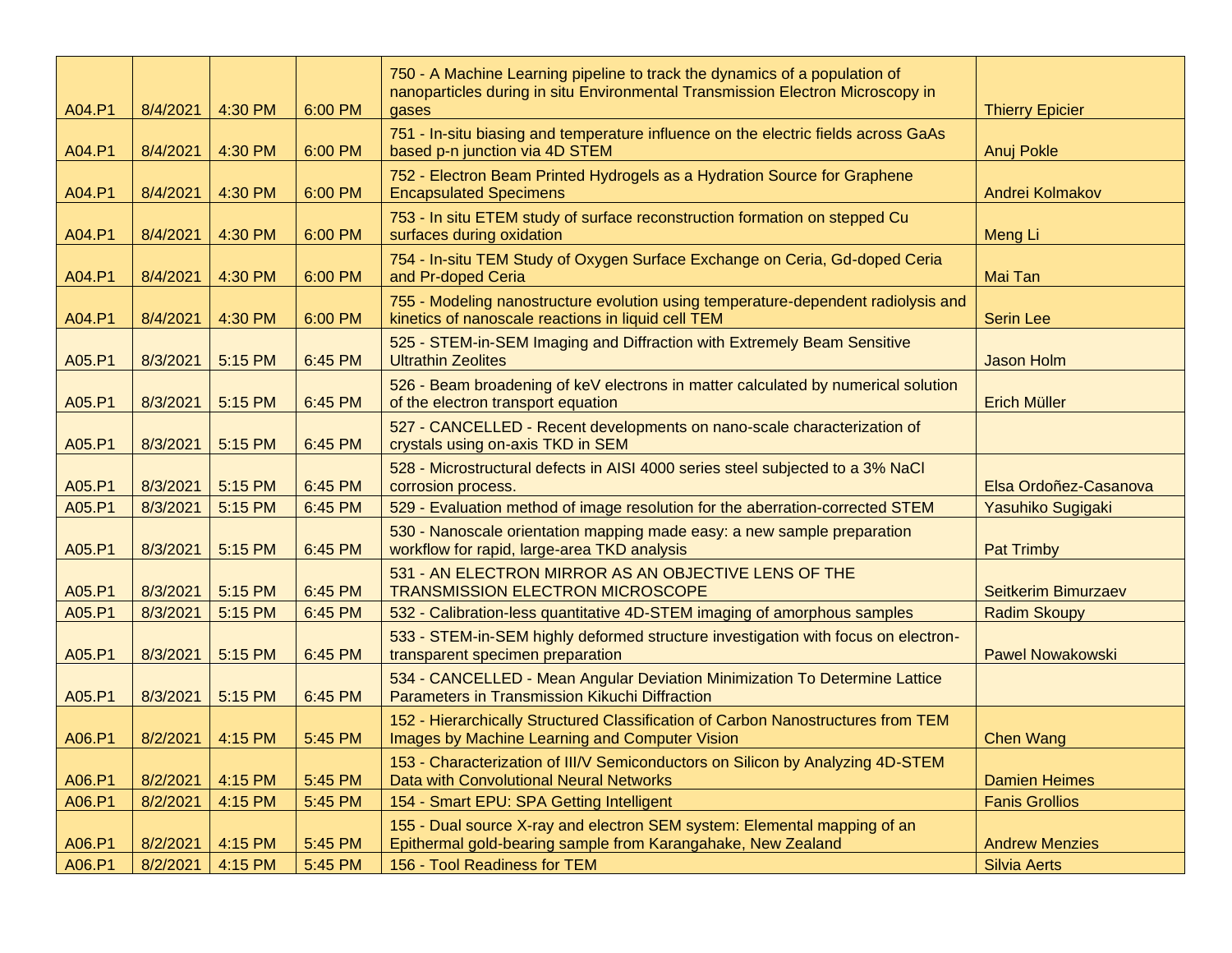| | | | | | |
|---|---|---|---|---|---|
| A04.P1 | 8/4/2021 | 4:30 PM | 6:00 PM | 750 - A Machine Learning pipeline to track the dynamics of a population of nanoparticles during in situ Environmental Transmission Electron Microscopy in gases | Thierry Epicier |
| A04.P1 | 8/4/2021 | 4:30 PM | 6:00 PM | 751 - In-situ biasing and temperature influence on the electric fields across GaAs based p-n junction via 4D STEM | Anuj Pokle |
| A04.P1 | 8/4/2021 | 4:30 PM | 6:00 PM | 752 - Electron Beam Printed Hydrogels as a Hydration Source for Graphene Encapsulated Specimens | Andrei Kolmakov |
| A04.P1 | 8/4/2021 | 4:30 PM | 6:00 PM | 753 - In situ ETEM study of surface reconstruction formation on stepped Cu surfaces during oxidation | Meng Li |
| A04.P1 | 8/4/2021 | 4:30 PM | 6:00 PM | 754 - In-situ TEM Study of Oxygen Surface Exchange on Ceria, Gd-doped Ceria and Pr-doped Ceria | Mai Tan |
| A04.P1 | 8/4/2021 | 4:30 PM | 6:00 PM | 755 - Modeling nanostructure evolution using temperature-dependent radiolysis and kinetics of nanoscale reactions in liquid cell TEM | Serin Lee |
| A05.P1 | 8/3/2021 | 5:15 PM | 6:45 PM | 525 - STEM-in-SEM Imaging and Diffraction with Extremely Beam Sensitive Ultrathin Zeolites | Jason Holm |
| A05.P1 | 8/3/2021 | 5:15 PM | 6:45 PM | 526 - Beam broadening of keV electrons in matter calculated by numerical solution of the electron transport equation | Erich Müller |
| A05.P1 | 8/3/2021 | 5:15 PM | 6:45 PM | 527 - CANCELLED - Recent developments on nano-scale characterization of crystals using on-axis TKD in SEM | |
| A05.P1 | 8/3/2021 | 5:15 PM | 6:45 PM | 528 - Microstructural defects in AISI 4000 series steel subjected to a 3% NaCl corrosion process. | Elsa Ordoñez-Casanova |
| A05.P1 | 8/3/2021 | 5:15 PM | 6:45 PM | 529 - Evaluation method of image resolution for the aberration-corrected STEM | Yasuhiko Sugigaki |
| A05.P1 | 8/3/2021 | 5:15 PM | 6:45 PM | 530 - Nanoscale orientation mapping made easy: a new sample preparation workflow for rapid, large-area TKD analysis | Pat Trimby |
| A05.P1 | 8/3/2021 | 5:15 PM | 6:45 PM | 531 - AN ELECTRON MIRROR AS AN OBJECTIVE LENS OF THE TRANSMISSION ELECTRON MICROSCOPE | Seitkerim Bimurzaev |
| A05.P1 | 8/3/2021 | 5:15 PM | 6:45 PM | 532 - Calibration-less quantitative 4D-STEM imaging of amorphous samples | Radim Skoupy |
| A05.P1 | 8/3/2021 | 5:15 PM | 6:45 PM | 533 - STEM-in-SEM highly deformed structure investigation with focus on electron-transparent specimen preparation | Pawel Nowakowski |
| A05.P1 | 8/3/2021 | 5:15 PM | 6:45 PM | 534 - CANCELLED - Mean Angular Deviation Minimization To Determine Lattice Parameters in Transmission Kikuchi Diffraction | |
| A06.P1 | 8/2/2021 | 4:15 PM | 5:45 PM | 152 - Hierarchically Structured Classification of Carbon Nanostructures from TEM Images by Machine Learning and Computer Vision | Chen Wang |
| A06.P1 | 8/2/2021 | 4:15 PM | 5:45 PM | 153 - Characterization of III/V Semiconductors on Silicon by Analyzing 4D-STEM Data with Convolutional Neural Networks | Damien Heimes |
| A06.P1 | 8/2/2021 | 4:15 PM | 5:45 PM | 154 - Smart EPU: SPA Getting Intelligent | Fanis Grollios |
| A06.P1 | 8/2/2021 | 4:15 PM | 5:45 PM | 155 - Dual source X-ray and electron SEM system: Elemental mapping of an Epithermal gold-bearing sample from Karangahake, New Zealand | Andrew Menzies |
| A06.P1 | 8/2/2021 | 4:15 PM | 5:45 PM | 156 - Tool Readiness for TEM | Silvia Aerts |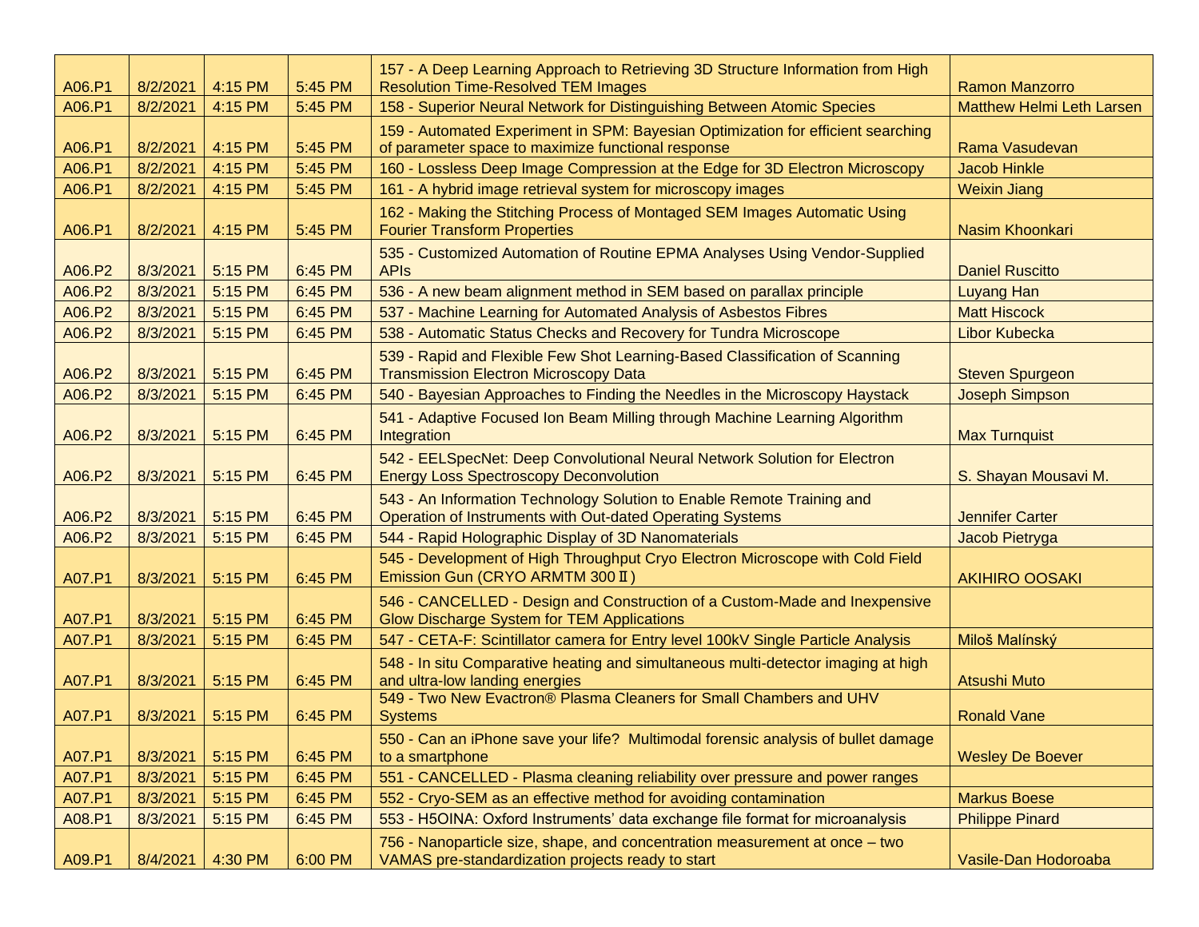| | | | | | |
|---|---|---|---|---|---|
| A06.P1 | 8/2/2021 | 4:15 PM | 5:45 PM | 157 - A Deep Learning Approach to Retrieving 3D Structure Information from High Resolution Time-Resolved TEM Images | Ramon Manzorro |
| A06.P1 | 8/2/2021 | 4:15 PM | 5:45 PM | 158 - Superior Neural Network for Distinguishing Between Atomic Species | Matthew Helmi Leth Larsen |
| A06.P1 | 8/2/2021 | 4:15 PM | 5:45 PM | 159 - Automated Experiment in SPM: Bayesian Optimization for efficient searching of parameter space to maximize functional response | Rama Vasudevan |
| A06.P1 | 8/2/2021 | 4:15 PM | 5:45 PM | 160 - Lossless Deep Image Compression at the Edge for 3D Electron Microscopy | Jacob Hinkle |
| A06.P1 | 8/2/2021 | 4:15 PM | 5:45 PM | 161 - A hybrid image retrieval system for microscopy images | Weixin Jiang |
| A06.P1 | 8/2/2021 | 4:15 PM | 5:45 PM | 162 - Making the Stitching Process of Montaged SEM Images Automatic Using Fourier Transform Properties | Nasim Khoonkari |
| A06.P2 | 8/3/2021 | 5:15 PM | 6:45 PM | 535 - Customized Automation of Routine EPMA Analyses Using Vendor-Supplied APIs | Daniel Ruscitto |
| A06.P2 | 8/3/2021 | 5:15 PM | 6:45 PM | 536 - A new beam alignment method in SEM based on parallax principle | Luyang Han |
| A06.P2 | 8/3/2021 | 5:15 PM | 6:45 PM | 537 - Machine Learning for Automated Analysis of Asbestos Fibres | Matt Hiscock |
| A06.P2 | 8/3/2021 | 5:15 PM | 6:45 PM | 538 - Automatic Status Checks and Recovery for Tundra Microscope | Libor Kubecka |
| A06.P2 | 8/3/2021 | 5:15 PM | 6:45 PM | 539 - Rapid and Flexible Few Shot Learning-Based Classification of Scanning Transmission Electron Microscopy Data | Steven Spurgeon |
| A06.P2 | 8/3/2021 | 5:15 PM | 6:45 PM | 540 - Bayesian Approaches to Finding the Needles in the Microscopy Haystack | Joseph Simpson |
| A06.P2 | 8/3/2021 | 5:15 PM | 6:45 PM | 541 - Adaptive Focused Ion Beam Milling through Machine Learning Algorithm Integration | Max Turnquist |
| A06.P2 | 8/3/2021 | 5:15 PM | 6:45 PM | 542 - EELSpecNet: Deep Convolutional Neural Network Solution for Electron Energy Loss Spectroscopy Deconvolution | S. Shayan Mousavi M. |
| A06.P2 | 8/3/2021 | 5:15 PM | 6:45 PM | 543 - An Information Technology Solution to Enable Remote Training and Operation of Instruments with Out-dated Operating Systems | Jennifer Carter |
| A06.P2 | 8/3/2021 | 5:15 PM | 6:45 PM | 544 - Rapid Holographic Display of 3D Nanomaterials | Jacob Pietryga |
| A07.P1 | 8/3/2021 | 5:15 PM | 6:45 PM | 545 - Development of High Throughput Cryo Electron Microscope with Cold Field Emission Gun (CRYO ARMTM 300 Ⅱ) | AKIHIRO OOSAKI |
| A07.P1 | 8/3/2021 | 5:15 PM | 6:45 PM | 546 - CANCELLED - Design and Construction of a Custom-Made and Inexpensive Glow Discharge System for TEM Applications | |
| A07.P1 | 8/3/2021 | 5:15 PM | 6:45 PM | 547 - CETA-F: Scintillator camera for Entry level 100kV Single Particle Analysis | Miloš Malínský |
| A07.P1 | 8/3/2021 | 5:15 PM | 6:45 PM | 548 - In situ Comparative heating and simultaneous multi-detector imaging at high and ultra-low landing energies | Atsushi Muto |
| A07.P1 | 8/3/2021 | 5:15 PM | 6:45 PM | 549 - Two New Evactron® Plasma Cleaners for Small Chambers and UHV Systems | Ronald Vane |
| A07.P1 | 8/3/2021 | 5:15 PM | 6:45 PM | 550 - Can an iPhone save your life? Multimodal forensic analysis of bullet damage to a smartphone | Wesley De Boever |
| A07.P1 | 8/3/2021 | 5:15 PM | 6:45 PM | 551 - CANCELLED - Plasma cleaning reliability over pressure and power ranges | |
| A07.P1 | 8/3/2021 | 5:15 PM | 6:45 PM | 552 - Cryo-SEM as an effective method for avoiding contamination | Markus Boese |
| A08.P1 | 8/3/2021 | 5:15 PM | 6:45 PM | 553 - H5OINA: Oxford Instruments' data exchange file format for microanalysis | Philippe Pinard |
| A09.P1 | 8/4/2021 | 4:30 PM | 6:00 PM | 756 - Nanoparticle size, shape, and concentration measurement at once – two VAMAS pre-standardization projects ready to start | Vasile-Dan Hodoroaba |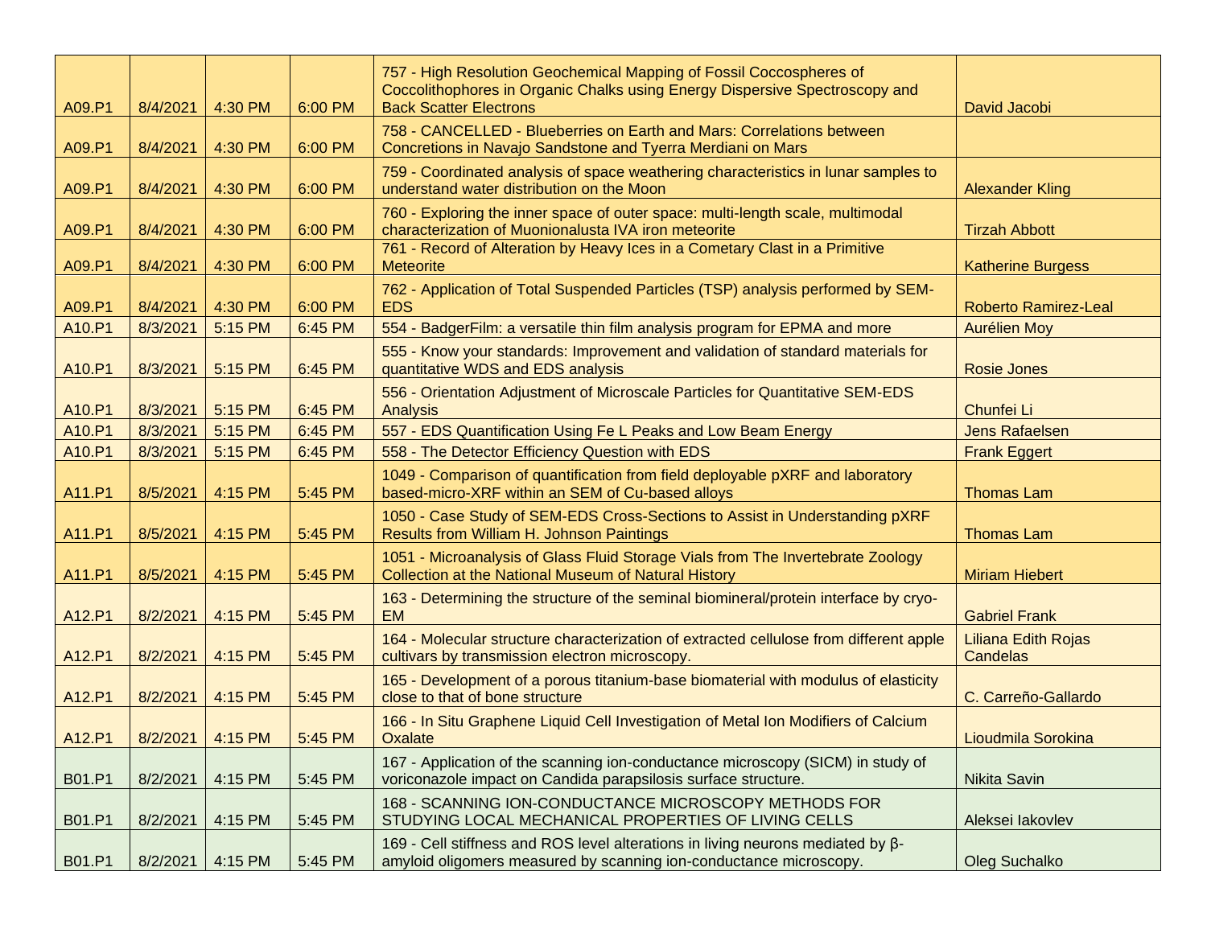| | | | | | |
|---|---|---|---|---|---|
| A09.P1 | 8/4/2021 | 4:30 PM | 6:00 PM | 757 - High Resolution Geochemical Mapping of Fossil Coccospheres of Coccolithophores in Organic Chalks using Energy Dispersive Spectroscopy and Back Scatter Electrons | David Jacobi |
| A09.P1 | 8/4/2021 | 4:30 PM | 6:00 PM | 758 - CANCELLED - Blueberries on Earth and Mars: Correlations between Concretions in Navajo Sandstone and Tyerra Merdiani on Mars | |
| A09.P1 | 8/4/2021 | 4:30 PM | 6:00 PM | 759 - Coordinated analysis of space weathering characteristics in lunar samples to understand water distribution on the Moon | Alexander Kling |
| A09.P1 | 8/4/2021 | 4:30 PM | 6:00 PM | 760 - Exploring the inner space of outer space: multi-length scale, multimodal characterization of Muonionalusta IVA iron meteorite | Tirzah Abbott |
| A09.P1 | 8/4/2021 | 4:30 PM | 6:00 PM | 761 - Record of Alteration by Heavy Ices in a Cometary Clast in a Primitive Meteorite | Katherine Burgess |
| A09.P1 | 8/4/2021 | 4:30 PM | 6:00 PM | 762 - Application of Total Suspended Particles (TSP) analysis performed by SEM-EDS | Roberto Ramirez-Leal |
| A10.P1 | 8/3/2021 | 5:15 PM | 6:45 PM | 554 - BadgerFilm: a versatile thin film analysis program for EPMA and more | Aurélien Moy |
| A10.P1 | 8/3/2021 | 5:15 PM | 6:45 PM | 555 - Know your standards: Improvement and validation of standard materials for quantitative WDS and EDS analysis | Rosie Jones |
| A10.P1 | 8/3/2021 | 5:15 PM | 6:45 PM | 556 - Orientation Adjustment of Microscale Particles for Quantitative SEM-EDS Analysis | Chunfei Li |
| A10.P1 | 8/3/2021 | 5:15 PM | 6:45 PM | 557 - EDS Quantification Using Fe L Peaks and Low Beam Energy | Jens Rafaelsen |
| A10.P1 | 8/3/2021 | 5:15 PM | 6:45 PM | 558 - The Detector Efficiency Question with EDS | Frank Eggert |
| A11.P1 | 8/5/2021 | 4:15 PM | 5:45 PM | 1049 - Comparison of quantification from field deployable pXRF and laboratory based-micro-XRF within an SEM of Cu-based alloys | Thomas Lam |
| A11.P1 | 8/5/2021 | 4:15 PM | 5:45 PM | 1050 - Case Study of SEM-EDS Cross-Sections to Assist in Understanding pXRF Results from William H. Johnson Paintings | Thomas Lam |
| A11.P1 | 8/5/2021 | 4:15 PM | 5:45 PM | 1051 - Microanalysis of Glass Fluid Storage Vials from The Invertebrate Zoology Collection at the National Museum of Natural History | Miriam Hiebert |
| A12.P1 | 8/2/2021 | 4:15 PM | 5:45 PM | 163 - Determining the structure of the seminal biomineral/protein interface by cryo-EM | Gabriel Frank |
| A12.P1 | 8/2/2021 | 4:15 PM | 5:45 PM | 164 - Molecular structure characterization of extracted cellulose from different apple cultivars by transmission electron microscopy. | Liliana Edith Rojas Candelas |
| A12.P1 | 8/2/2021 | 4:15 PM | 5:45 PM | 165 - Development of a porous titanium-base biomaterial with modulus of elasticity close to that of bone structure | C. Carreño-Gallardo |
| A12.P1 | 8/2/2021 | 4:15 PM | 5:45 PM | 166 - In Situ Graphene Liquid Cell Investigation of Metal Ion Modifiers of Calcium Oxalate | Lioudmila Sorokina |
| B01.P1 | 8/2/2021 | 4:15 PM | 5:45 PM | 167 - Application of the scanning ion-conductance microscopy (SICM) in study of voriconazole impact on Candida parapsilosis surface structure. | Nikita Savin |
| B01.P1 | 8/2/2021 | 4:15 PM | 5:45 PM | 168 - SCANNING ION-CONDUCTANCE MICROSCOPY METHODS FOR STUDYING LOCAL MECHANICAL PROPERTIES OF LIVING CELLS | Aleksei Iakovlev |
| B01.P1 | 8/2/2021 | 4:15 PM | 5:45 PM | 169 - Cell stiffness and ROS level alterations in living neurons mediated by β-amyloid oligomers measured by scanning ion-conductance microscopy. | Oleg Suchalko |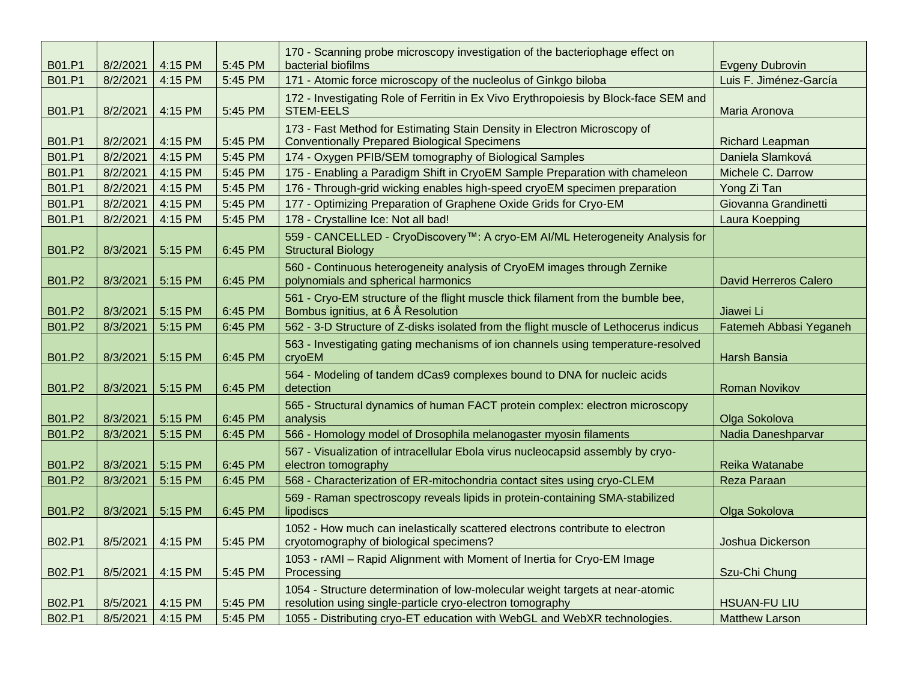| | | | | | |
|---|---|---|---|---|---|
| B01.P1 | 8/2/2021 | 4:15 PM | 5:45 PM | 170 - Scanning probe microscopy investigation of the bacteriophage effect on bacterial biofilms | Evgeny Dubrovin |
| B01.P1 | 8/2/2021 | 4:15 PM | 5:45 PM | 171 - Atomic force microscopy of the nucleolus of Ginkgo biloba | Luis F. Jiménez-García |
| B01.P1 | 8/2/2021 | 4:15 PM | 5:45 PM | 172 - Investigating Role of Ferritin in Ex Vivo Erythropoiesis by Block-face SEM and STEM-EELS | Maria Aronova |
| B01.P1 | 8/2/2021 | 4:15 PM | 5:45 PM | 173 - Fast Method for Estimating Stain Density in Electron Microscopy of Conventionally Prepared Biological Specimens | Richard Leapman |
| B01.P1 | 8/2/2021 | 4:15 PM | 5:45 PM | 174 - Oxygen PFIB/SEM tomography of Biological Samples | Daniela Slamková |
| B01.P1 | 8/2/2021 | 4:15 PM | 5:45 PM | 175 - Enabling a Paradigm Shift in CryoEM Sample Preparation with chameleon | Michele C. Darrow |
| B01.P1 | 8/2/2021 | 4:15 PM | 5:45 PM | 176 - Through-grid wicking enables high-speed cryoEM specimen preparation | Yong Zi Tan |
| B01.P1 | 8/2/2021 | 4:15 PM | 5:45 PM | 177 - Optimizing Preparation of Graphene Oxide Grids for Cryo-EM | Giovanna Grandinetti |
| B01.P1 | 8/2/2021 | 4:15 PM | 5:45 PM | 178 - Crystalline Ice: Not all bad! | Laura Koepping |
| B01.P2 | 8/3/2021 | 5:15 PM | 6:45 PM | 559 - CANCELLED - CryoDiscovery™: A cryo-EM AI/ML Heterogeneity Analysis for Structural Biology | |
| B01.P2 | 8/3/2021 | 5:15 PM | 6:45 PM | 560 - Continuous heterogeneity analysis of CryoEM images through Zernike polynomials and spherical harmonics | David Herreros Calero |
| B01.P2 | 8/3/2021 | 5:15 PM | 6:45 PM | 561 - Cryo-EM structure of the flight muscle thick filament from the bumble bee, Bombus ignitius, at 6 Å Resolution | Jiawei Li |
| B01.P2 | 8/3/2021 | 5:15 PM | 6:45 PM | 562 - 3-D Structure of Z-disks isolated from the flight muscle of Lethocerus indicus | Fatemeh Abbasi Yeganeh |
| B01.P2 | 8/3/2021 | 5:15 PM | 6:45 PM | 563 - Investigating gating mechanisms of ion channels using temperature-resolved cryoEM | Harsh Bansia |
| B01.P2 | 8/3/2021 | 5:15 PM | 6:45 PM | 564 - Modeling of tandem dCas9 complexes bound to DNA for nucleic acids detection | Roman Novikov |
| B01.P2 | 8/3/2021 | 5:15 PM | 6:45 PM | 565 - Structural dynamics of human FACT protein complex: electron microscopy analysis | Olga Sokolova |
| B01.P2 | 8/3/2021 | 5:15 PM | 6:45 PM | 566 - Homology model of Drosophila melanogaster myosin filaments | Nadia Daneshparvar |
| B01.P2 | 8/3/2021 | 5:15 PM | 6:45 PM | 567 - Visualization of intracellular Ebola virus nucleocapsid assembly by cryo-electron tomography | Reika Watanabe |
| B01.P2 | 8/3/2021 | 5:15 PM | 6:45 PM | 568 - Characterization of ER-mitochondria contact sites using cryo-CLEM | Reza Paraan |
| B01.P2 | 8/3/2021 | 5:15 PM | 6:45 PM | 569 - Raman spectroscopy reveals lipids in protein-containing SMA-stabilized lipodiscs | Olga Sokolova |
| B02.P1 | 8/5/2021 | 4:15 PM | 5:45 PM | 1052 - How much can inelastically scattered electrons contribute to electron cryotomography of biological specimens? | Joshua Dickerson |
| B02.P1 | 8/5/2021 | 4:15 PM | 5:45 PM | 1053 - rAMI – Rapid Alignment with Moment of Inertia for Cryo-EM Image Processing | Szu-Chi Chung |
| B02.P1 | 8/5/2021 | 4:15 PM | 5:45 PM | 1054 - Structure determination of low-molecular weight targets at near-atomic resolution using single-particle cryo-electron tomography | HSUAN-FU LIU |
| B02.P1 | 8/5/2021 | 4:15 PM | 5:45 PM | 1055 - Distributing cryo-ET education with WebGL and WebXR technologies. | Matthew Larson |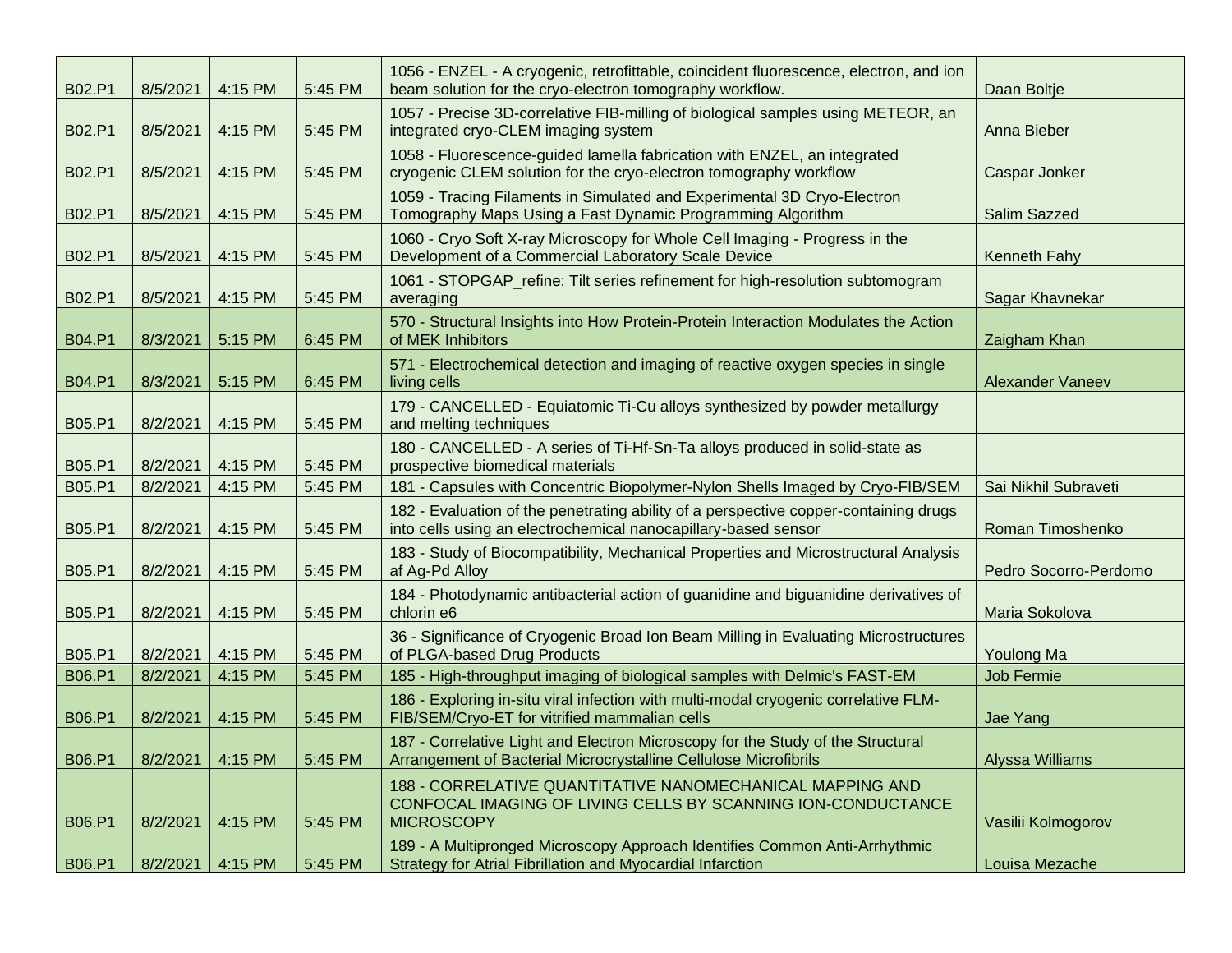| | | | | | |
|---|---|---|---|---|---|
| B02.P1 | 8/5/2021 | 4:15 PM | 5:45 PM | 1056 - ENZEL - A cryogenic, retrofittable, coincident fluorescence, electron, and ion beam solution for the cryo-electron tomography workflow. | Daan Boltje |
| B02.P1 | 8/5/2021 | 4:15 PM | 5:45 PM | 1057 - Precise 3D-correlative FIB-milling of biological samples using METEOR, an integrated cryo-CLEM imaging system | Anna Bieber |
| B02.P1 | 8/5/2021 | 4:15 PM | 5:45 PM | 1058 - Fluorescence-guided lamella fabrication with ENZEL, an integrated cryogenic CLEM solution for the cryo-electron tomography workflow | Caspar Jonker |
| B02.P1 | 8/5/2021 | 4:15 PM | 5:45 PM | 1059 - Tracing Filaments in Simulated and Experimental 3D Cryo-Electron Tomography Maps Using a Fast Dynamic Programming Algorithm | Salim Sazzed |
| B02.P1 | 8/5/2021 | 4:15 PM | 5:45 PM | 1060 - Cryo Soft X-ray Microscopy for Whole Cell Imaging - Progress in the Development of a Commercial Laboratory Scale Device | Kenneth Fahy |
| B02.P1 | 8/5/2021 | 4:15 PM | 5:45 PM | 1061 - STOPGAP_refine: Tilt series refinement for high-resolution subtomogram averaging | Sagar Khavnekar |
| B04.P1 | 8/3/2021 | 5:15 PM | 6:45 PM | 570 - Structural Insights into How Protein-Protein Interaction Modulates the Action of MEK Inhibitors | Zaigham Khan |
| B04.P1 | 8/3/2021 | 5:15 PM | 6:45 PM | 571 - Electrochemical detection and imaging of reactive oxygen species in single living cells | Alexander Vaneev |
| B05.P1 | 8/2/2021 | 4:15 PM | 5:45 PM | 179 - CANCELLED - Equiatomic Ti-Cu alloys synthesized by powder metallurgy and melting techniques | |
| B05.P1 | 8/2/2021 | 4:15 PM | 5:45 PM | 180 - CANCELLED - A series of Ti-Hf-Sn-Ta alloys produced in solid-state as prospective biomedical materials | |
| B05.P1 | 8/2/2021 | 4:15 PM | 5:45 PM | 181 - Capsules with Concentric Biopolymer-Nylon Shells Imaged by Cryo-FIB/SEM | Sai Nikhil Subraveti |
| B05.P1 | 8/2/2021 | 4:15 PM | 5:45 PM | 182 - Evaluation of the penetrating ability of a perspective copper-containing drugs into cells using an electrochemical nanocapillary-based sensor | Roman Timoshenko |
| B05.P1 | 8/2/2021 | 4:15 PM | 5:45 PM | 183 - Study of Biocompatibility, Mechanical Properties and Microstructural Analysis af Ag-Pd Alloy | Pedro Socorro-Perdomo |
| B05.P1 | 8/2/2021 | 4:15 PM | 5:45 PM | 184 - Photodynamic antibacterial action of guanidine and biguanidine derivatives of chlorin e6 | Maria Sokolova |
| B05.P1 | 8/2/2021 | 4:15 PM | 5:45 PM | 36 - Significance of Cryogenic Broad Ion Beam Milling in Evaluating Microstructures of PLGA-based Drug Products | Youlong Ma |
| B06.P1 | 8/2/2021 | 4:15 PM | 5:45 PM | 185 - High-throughput imaging of biological samples with Delmic's FAST-EM | Job Fermie |
| B06.P1 | 8/2/2021 | 4:15 PM | 5:45 PM | 186 - Exploring in-situ viral infection with multi-modal cryogenic correlative FLM-FIB/SEM/Cryo-ET for vitrified mammalian cells | Jae Yang |
| B06.P1 | 8/2/2021 | 4:15 PM | 5:45 PM | 187 - Correlative Light and Electron Microscopy for the Study of the Structural Arrangement of Bacterial Microcrystalline Cellulose Microfibrils | Alyssa Williams |
| B06.P1 | 8/2/2021 | 4:15 PM | 5:45 PM | 188 - CORRELATIVE QUANTITATIVE NANOMECHANICAL MAPPING AND CONFOCAL IMAGING OF LIVING CELLS BY SCANNING ION-CONDUCTANCE MICROSCOPY | Vasilii Kolmogorov |
| B06.P1 | 8/2/2021 | 4:15 PM | 5:45 PM | 189 - A Multipronged Microscopy Approach Identifies Common Anti-Arrhythmic Strategy for Atrial Fibrillation and Myocardial Infarction | Louisa Mezache |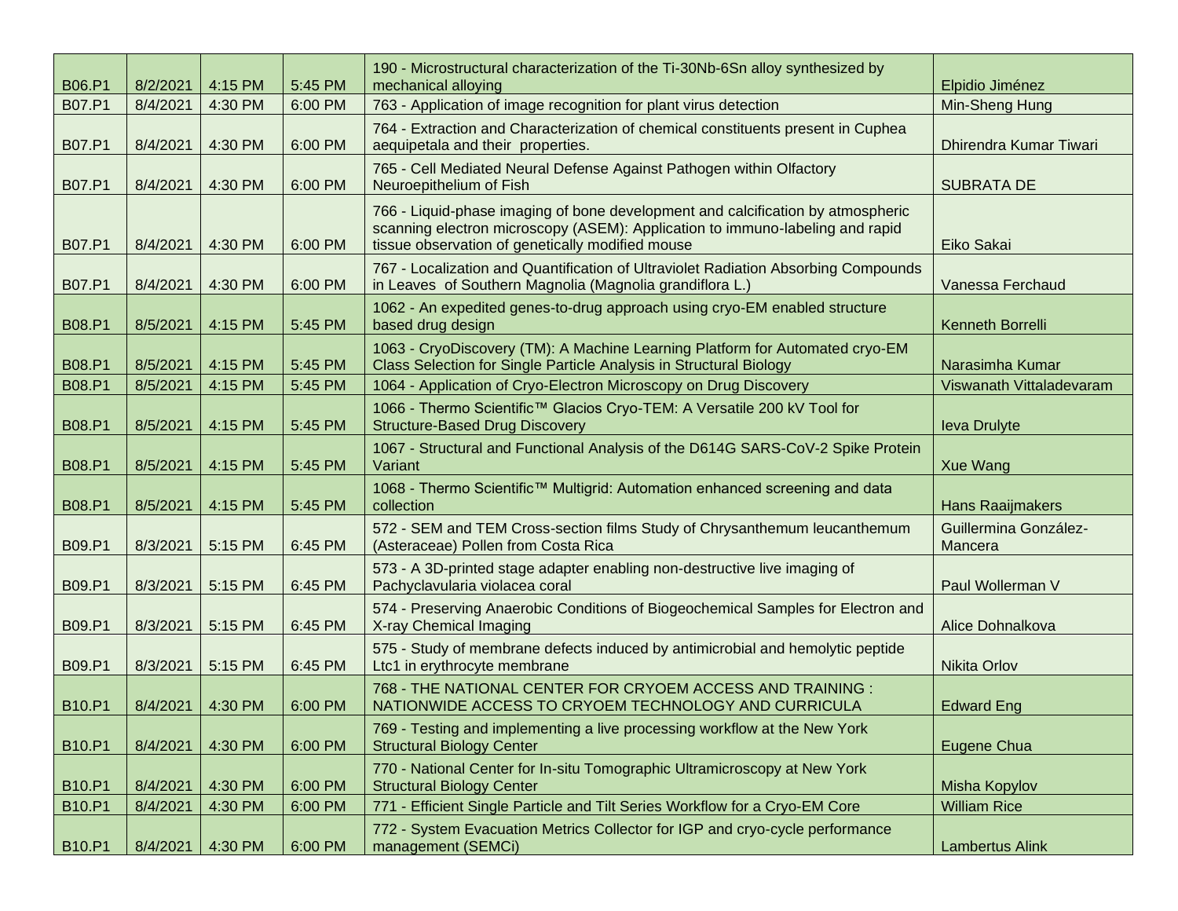| | | | | | |
|---|---|---|---|---|---|
| B06.P1 | 8/2/2021 | 4:15 PM | 5:45 PM | 190 - Microstructural characterization of the Ti-30Nb-6Sn alloy synthesized by mechanical alloying | Elpidio Jiménez |
| B07.P1 | 8/4/2021 | 4:30 PM | 6:00 PM | 763 - Application of image recognition for plant virus detection | Min-Sheng Hung |
| B07.P1 | 8/4/2021 | 4:30 PM | 6:00 PM | 764 - Extraction and Characterization of chemical constituents present in Cuphea aequipetala and their properties. | Dhirendra Kumar Tiwari |
| B07.P1 | 8/4/2021 | 4:30 PM | 6:00 PM | 765 - Cell Mediated Neural Defense Against Pathogen within Olfactory Neuroepithelium of Fish | SUBRATA DE |
| B07.P1 | 8/4/2021 | 4:30 PM | 6:00 PM | 766 - Liquid-phase imaging of bone development and calcification by atmospheric scanning electron microscopy (ASEM): Application to immuno-labeling and rapid tissue observation of genetically modified mouse | Eiko Sakai |
| B07.P1 | 8/4/2021 | 4:30 PM | 6:00 PM | 767 - Localization and Quantification of Ultraviolet Radiation Absorbing Compounds in Leaves of Southern Magnolia (Magnolia grandiflora L.) | Vanessa Ferchaud |
| B08.P1 | 8/5/2021 | 4:15 PM | 5:45 PM | 1062 - An expedited genes-to-drug approach using cryo-EM enabled structure based drug design | Kenneth Borrelli |
| B08.P1 | 8/5/2021 | 4:15 PM | 5:45 PM | 1063 - CryoDiscovery (TM): A Machine Learning Platform for Automated cryo-EM Class Selection for Single Particle Analysis in Structural Biology | Narasimha Kumar |
| B08.P1 | 8/5/2021 | 4:15 PM | 5:45 PM | 1064 - Application of Cryo-Electron Microscopy on Drug Discovery | Viswanath Vittaladevaram |
| B08.P1 | 8/5/2021 | 4:15 PM | 5:45 PM | 1066 - Thermo Scientific™ Glacios Cryo-TEM: A Versatile 200 kV Tool for Structure-Based Drug Discovery | Ieva Drulyte |
| B08.P1 | 8/5/2021 | 4:15 PM | 5:45 PM | 1067 - Structural and Functional Analysis of the D614G SARS-CoV-2 Spike Protein Variant | Xue Wang |
| B08.P1 | 8/5/2021 | 4:15 PM | 5:45 PM | 1068 - Thermo Scientific™ Multigrid: Automation enhanced screening and data collection | Hans Raaijmakers |
| B09.P1 | 8/3/2021 | 5:15 PM | 6:45 PM | 572 - SEM and TEM Cross-section films Study of Chrysanthemum leucanthemum (Asteraceae) Pollen from Costa Rica | Guillermina González-Mancera |
| B09.P1 | 8/3/2021 | 5:15 PM | 6:45 PM | 573 - A 3D-printed stage adapter enabling non-destructive live imaging of Pachyclavularia violacea coral | Paul Wollerman V |
| B09.P1 | 8/3/2021 | 5:15 PM | 6:45 PM | 574 - Preserving Anaerobic Conditions of Biogeochemical Samples for Electron and X-ray Chemical Imaging | Alice Dohnalkova |
| B09.P1 | 8/3/2021 | 5:15 PM | 6:45 PM | 575 - Study of membrane defects induced by antimicrobial and hemolytic peptide Ltc1 in erythrocyte membrane | Nikita Orlov |
| B10.P1 | 8/4/2021 | 4:30 PM | 6:00 PM | 768 - THE NATIONAL CENTER FOR CRYOEM ACCESS AND TRAINING : NATIONWIDE ACCESS TO CRYOEM TECHNOLOGY AND CURRICULA | Edward Eng |
| B10.P1 | 8/4/2021 | 4:30 PM | 6:00 PM | 769 - Testing and implementing a live processing workflow at the New York Structural Biology Center | Eugene Chua |
| B10.P1 | 8/4/2021 | 4:30 PM | 6:00 PM | 770 - National Center for In-situ Tomographic Ultramicroscopy at New York Structural Biology Center | Misha Kopylov |
| B10.P1 | 8/4/2021 | 4:30 PM | 6:00 PM | 771 - Efficient Single Particle and Tilt Series Workflow for a Cryo-EM Core | William Rice |
| B10.P1 | 8/4/2021 | 4:30 PM | 6:00 PM | 772 - System Evacuation Metrics Collector for IGP and cryo-cycle performance management (SEMCi) | Lambertus Alink |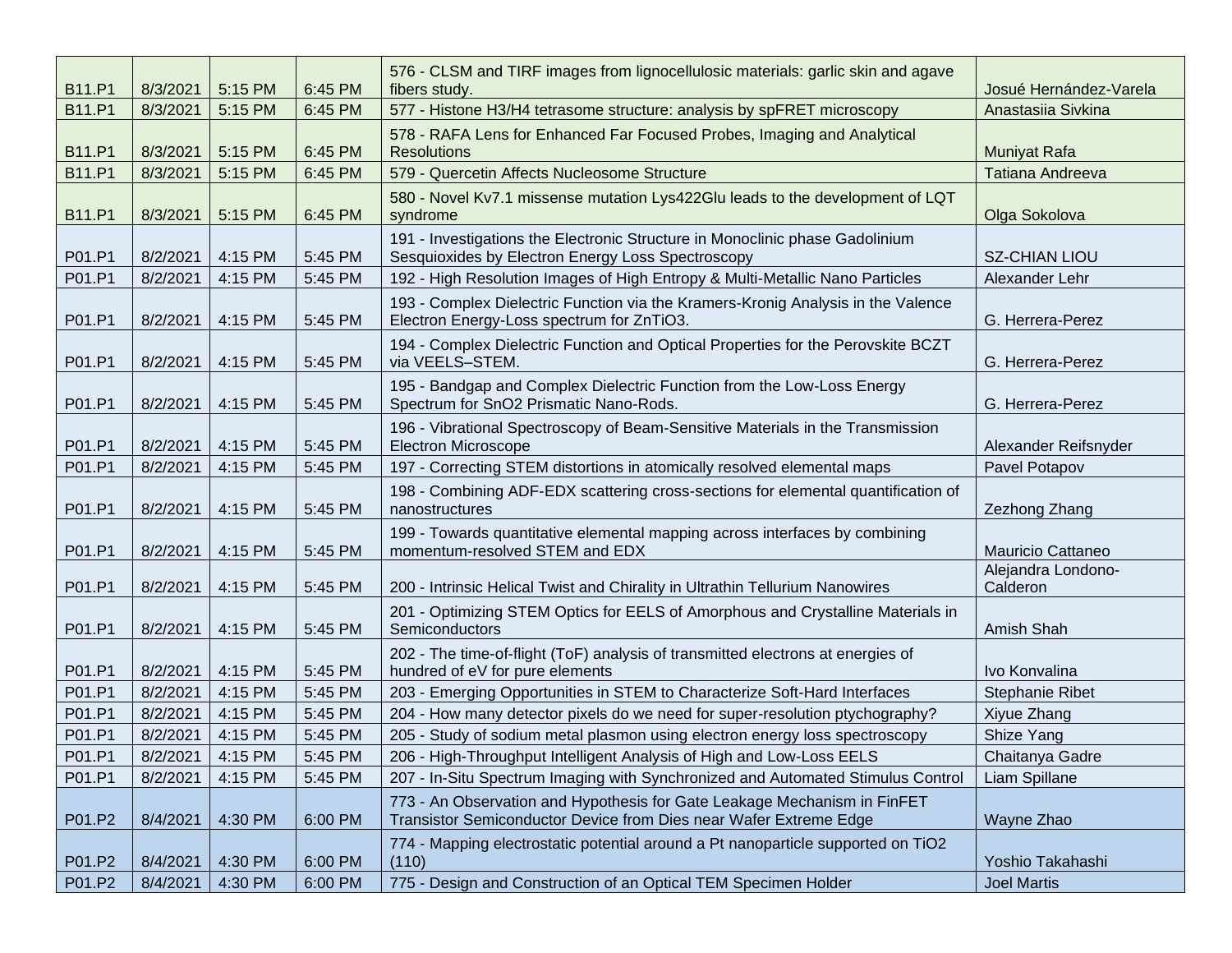| | | | | | |
|---|---|---|---|---|---|
| B11.P1 | 8/3/2021 | 5:15 PM | 6:45 PM | 576 - CLSM and TIRF images from lignocellulosic materials: garlic skin and agave fibers study. | Josué Hernández-Varela |
| B11.P1 | 8/3/2021 | 5:15 PM | 6:45 PM | 577 - Histone H3/H4 tetrasome structure: analysis by spFRET microscopy | Anastasiia Sivkina |
| B11.P1 | 8/3/2021 | 5:15 PM | 6:45 PM | 578 - RAFA Lens for Enhanced Far Focused Probes, Imaging and Analytical Resolutions | Muniyat Rafa |
| B11.P1 | 8/3/2021 | 5:15 PM | 6:45 PM | 579 - Quercetin Affects Nucleosome Structure | Tatiana Andreeva |
| B11.P1 | 8/3/2021 | 5:15 PM | 6:45 PM | 580 - Novel Kv7.1 missense mutation Lys422Glu leads to the development of LQT syndrome | Olga Sokolova |
| P01.P1 | 8/2/2021 | 4:15 PM | 5:45 PM | 191 - Investigations the Electronic Structure in Monoclinic phase Gadolinium Sesquioxides by Electron Energy Loss Spectroscopy | SZ-CHIAN LIOU |
| P01.P1 | 8/2/2021 | 4:15 PM | 5:45 PM | 192 - High Resolution Images of High Entropy & Multi-Metallic Nano Particles | Alexander Lehr |
| P01.P1 | 8/2/2021 | 4:15 PM | 5:45 PM | 193 - Complex Dielectric Function via the Kramers-Kronig Analysis in the Valence Electron Energy-Loss spectrum for ZnTiO3. | G. Herrera-Perez |
| P01.P1 | 8/2/2021 | 4:15 PM | 5:45 PM | 194 - Complex Dielectric Function and Optical Properties for the Perovskite BCZT via VEELS–STEM. | G. Herrera-Perez |
| P01.P1 | 8/2/2021 | 4:15 PM | 5:45 PM | 195 - Bandgap and Complex Dielectric Function from the Low-Loss Energy Spectrum for SnO2 Prismatic Nano-Rods. | G. Herrera-Perez |
| P01.P1 | 8/2/2021 | 4:15 PM | 5:45 PM | 196 - Vibrational Spectroscopy of Beam-Sensitive Materials in the Transmission Electron Microscope | Alexander Reifsnyder |
| P01.P1 | 8/2/2021 | 4:15 PM | 5:45 PM | 197 - Correcting STEM distortions in atomically resolved elemental maps | Pavel Potapov |
| P01.P1 | 8/2/2021 | 4:15 PM | 5:45 PM | 198 - Combining ADF-EDX scattering cross-sections for elemental quantification of nanostructures | Zezhong Zhang |
| P01.P1 | 8/2/2021 | 4:15 PM | 5:45 PM | 199 - Towards quantitative elemental mapping across interfaces by combining momentum-resolved STEM and EDX | Mauricio Cattaneo |
| P01.P1 | 8/2/2021 | 4:15 PM | 5:45 PM | 200 - Intrinsic Helical Twist and Chirality in Ultrathin Tellurium Nanowires | Alejandra Londono-Calderon |
| P01.P1 | 8/2/2021 | 4:15 PM | 5:45 PM | 201 - Optimizing STEM Optics for EELS of Amorphous and Crystalline Materials in Semiconductors | Amish Shah |
| P01.P1 | 8/2/2021 | 4:15 PM | 5:45 PM | 202 - The time-of-flight (ToF) analysis of transmitted electrons at energies of hundred of eV for pure elements | Ivo Konvalina |
| P01.P1 | 8/2/2021 | 4:15 PM | 5:45 PM | 203 - Emerging Opportunities in STEM to Characterize Soft-Hard Interfaces | Stephanie Ribet |
| P01.P1 | 8/2/2021 | 4:15 PM | 5:45 PM | 204 - How many detector pixels do we need for super-resolution ptychography? | Xiyue Zhang |
| P01.P1 | 8/2/2021 | 4:15 PM | 5:45 PM | 205 - Study of sodium metal plasmon using electron energy loss spectroscopy | Shize Yang |
| P01.P1 | 8/2/2021 | 4:15 PM | 5:45 PM | 206 - High-Throughput Intelligent Analysis of High and Low-Loss EELS | Chaitanya Gadre |
| P01.P1 | 8/2/2021 | 4:15 PM | 5:45 PM | 207 - In-Situ Spectrum Imaging with Synchronized and Automated Stimulus Control | Liam Spillane |
| P01.P2 | 8/4/2021 | 4:30 PM | 6:00 PM | 773 - An Observation and Hypothesis for Gate Leakage Mechanism in FinFET Transistor Semiconductor Device from Dies near Wafer Extreme Edge | Wayne Zhao |
| P01.P2 | 8/4/2021 | 4:30 PM | 6:00 PM | 774 - Mapping electrostatic potential around a Pt nanoparticle supported on TiO2 (110) | Yoshio Takahashi |
| P01.P2 | 8/4/2021 | 4:30 PM | 6:00 PM | 775 - Design and Construction of an Optical TEM Specimen Holder | Joel Martis |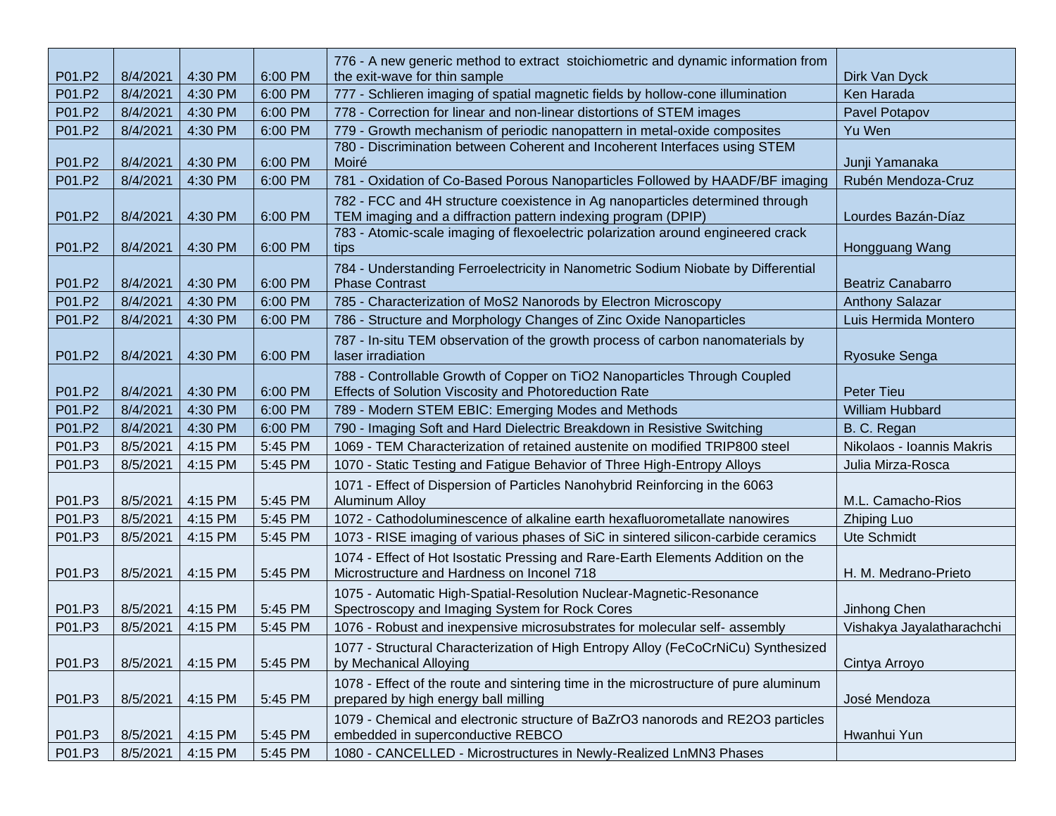| | | | | | |
|---|---|---|---|---|---|
| P01.P2 | 8/4/2021 | 4:30 PM | 6:00 PM | 776 - A new generic method to extract stoichiometric and dynamic information from the exit-wave for thin sample | Dirk Van Dyck |
| P01.P2 | 8/4/2021 | 4:30 PM | 6:00 PM | 777 - Schlieren imaging of spatial magnetic fields by hollow-cone illumination | Ken Harada |
| P01.P2 | 8/4/2021 | 4:30 PM | 6:00 PM | 778 - Correction for linear and non-linear distortions of STEM images | Pavel Potapov |
| P01.P2 | 8/4/2021 | 4:30 PM | 6:00 PM | 779 - Growth mechanism of periodic nanopattern in metal-oxide composites | Yu Wen |
| P01.P2 | 8/4/2021 | 4:30 PM | 6:00 PM | 780 - Discrimination between Coherent and Incoherent Interfaces using STEM Moiré | Junji Yamanaka |
| P01.P2 | 8/4/2021 | 4:30 PM | 6:00 PM | 781 - Oxidation of Co-Based Porous Nanoparticles Followed by HAADF/BF imaging | Rubén Mendoza-Cruz |
| P01.P2 | 8/4/2021 | 4:30 PM | 6:00 PM | 782 - FCC and 4H structure coexistence in Ag nanoparticles determined through TEM imaging and a diffraction pattern indexing program (DPIP) | Lourdes Bazán-Díaz |
| P01.P2 | 8/4/2021 | 4:30 PM | 6:00 PM | 783 - Atomic-scale imaging of flexoelectric polarization around engineered crack tips | Hongguang Wang |
| P01.P2 | 8/4/2021 | 4:30 PM | 6:00 PM | 784 - Understanding Ferroelectricity in Nanometric Sodium Niobate by Differential Phase Contrast | Beatriz Canabarro |
| P01.P2 | 8/4/2021 | 4:30 PM | 6:00 PM | 785 - Characterization of MoS2 Nanorods by Electron Microscopy | Anthony Salazar |
| P01.P2 | 8/4/2021 | 4:30 PM | 6:00 PM | 786 - Structure and Morphology Changes of Zinc Oxide Nanoparticles | Luis Hermida Montero |
| P01.P2 | 8/4/2021 | 4:30 PM | 6:00 PM | 787 - In-situ TEM observation of the growth process of carbon nanomaterials by laser irradiation | Ryosuke Senga |
| P01.P2 | 8/4/2021 | 4:30 PM | 6:00 PM | 788 - Controllable Growth of Copper on TiO2 Nanoparticles Through Coupled Effects of Solution Viscosity and Photoreduction Rate | Peter Tieu |
| P01.P2 | 8/4/2021 | 4:30 PM | 6:00 PM | 789 - Modern STEM EBIC: Emerging Modes and Methods | William Hubbard |
| P01.P2 | 8/4/2021 | 4:30 PM | 6:00 PM | 790 - Imaging Soft and Hard Dielectric Breakdown in Resistive Switching | B. C. Regan |
| P01.P3 | 8/5/2021 | 4:15 PM | 5:45 PM | 1069 - TEM Characterization of retained austenite on modified TRIP800 steel | Nikolaos - Ioannis Makris |
| P01.P3 | 8/5/2021 | 4:15 PM | 5:45 PM | 1070 - Static Testing and Fatigue Behavior of Three High-Entropy Alloys | Julia Mirza-Rosca |
| P01.P3 | 8/5/2021 | 4:15 PM | 5:45 PM | 1071 - Effect of Dispersion of Particles Nanohybrid Reinforcing in the 6063 Aluminum Alloy | M.L. Camacho-Rios |
| P01.P3 | 8/5/2021 | 4:15 PM | 5:45 PM | 1072 - Cathodoluminescence of alkaline earth hexafluorometallate nanowires | Zhiping Luo |
| P01.P3 | 8/5/2021 | 4:15 PM | 5:45 PM | 1073 - RISE imaging of various phases of SiC in sintered silicon-carbide ceramics | Ute Schmidt |
| P01.P3 | 8/5/2021 | 4:15 PM | 5:45 PM | 1074 - Effect of Hot Isostatic Pressing and Rare-Earth Elements Addition on the Microstructure and Hardness on Inconel 718 | H. M. Medrano-Prieto |
| P01.P3 | 8/5/2021 | 4:15 PM | 5:45 PM | 1075 - Automatic High-Spatial-Resolution Nuclear-Magnetic-Resonance Spectroscopy and Imaging System for Rock Cores | Jinhong Chen |
| P01.P3 | 8/5/2021 | 4:15 PM | 5:45 PM | 1076 - Robust and inexpensive microsubstrates for molecular self- assembly | Vishakya Jayalatharachchi |
| P01.P3 | 8/5/2021 | 4:15 PM | 5:45 PM | 1077 - Structural Characterization of High Entropy Alloy (FeCoCrNiCu) Synthesized by Mechanical Alloying | Cintya Arroyo |
| P01.P3 | 8/5/2021 | 4:15 PM | 5:45 PM | 1078 - Effect of the route and sintering time in the microstructure of pure aluminum prepared by high energy ball milling | José Mendoza |
| P01.P3 | 8/5/2021 | 4:15 PM | 5:45 PM | 1079 - Chemical and electronic structure of BaZrO3 nanorods and RE2O3 particles embedded in superconductive REBCO | Hwanhui Yun |
| P01.P3 | 8/5/2021 | 4:15 PM | 5:45 PM | 1080 - CANCELLED - Microstructures in Newly-Realized LnMN3 Phases | |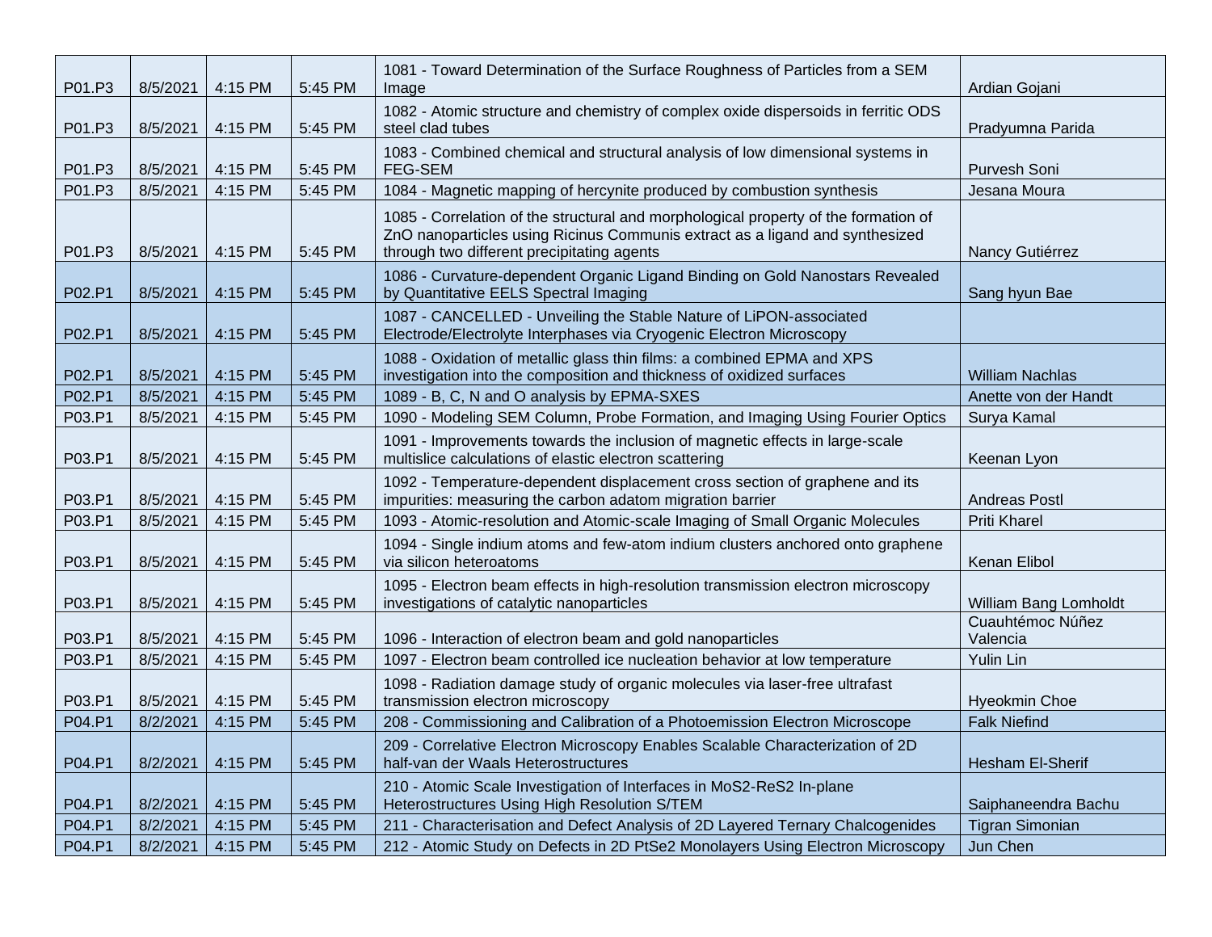| | | | | | |
|---|---|---|---|---|---|
| P01.P3 | 8/5/2021 | 4:15 PM | 5:45 PM | 1081 - Toward Determination of the Surface Roughness of Particles from a SEM Image | Ardian Gojani |
| P01.P3 | 8/5/2021 | 4:15 PM | 5:45 PM | 1082 - Atomic structure and chemistry of complex oxide dispersoids in ferritic ODS steel clad tubes | Pradyumna Parida |
| P01.P3 | 8/5/2021 | 4:15 PM | 5:45 PM | 1083 - Combined chemical and structural analysis of low dimensional systems in FEG-SEM | Purvesh Soni |
| P01.P3 | 8/5/2021 | 4:15 PM | 5:45 PM | 1084 - Magnetic mapping of hercynite produced by combustion synthesis | Jesana Moura |
| P01.P3 | 8/5/2021 | 4:15 PM | 5:45 PM | 1085 - Correlation of the structural and morphological property of the formation of ZnO nanoparticles using Ricinus Communis extract as a ligand and synthesized through two different precipitating agents | Nancy Gutiérrez |
| P02.P1 | 8/5/2021 | 4:15 PM | 5:45 PM | 1086 - Curvature-dependent Organic Ligand Binding on Gold Nanostars Revealed by Quantitative EELS Spectral Imaging | Sang hyun Bae |
| P02.P1 | 8/5/2021 | 4:15 PM | 5:45 PM | 1087 - CANCELLED - Unveiling the Stable Nature of LiPON-associated Electrode/Electrolyte Interphases via Cryogenic Electron Microscopy | |
| P02.P1 | 8/5/2021 | 4:15 PM | 5:45 PM | 1088 - Oxidation of metallic glass thin films: a combined EPMA and XPS investigation into the composition and thickness of oxidized surfaces | William Nachlas |
| P02.P1 | 8/5/2021 | 4:15 PM | 5:45 PM | 1089 - B, C, N and O analysis by EPMA-SXES | Anette von der Handt |
| P03.P1 | 8/5/2021 | 4:15 PM | 5:45 PM | 1090 - Modeling SEM Column, Probe Formation, and Imaging Using Fourier Optics | Surya Kamal |
| P03.P1 | 8/5/2021 | 4:15 PM | 5:45 PM | 1091 - Improvements towards the inclusion of magnetic effects in large-scale multislice calculations of elastic electron scattering | Keenan Lyon |
| P03.P1 | 8/5/2021 | 4:15 PM | 5:45 PM | 1092 - Temperature-dependent displacement cross section of graphene and its impurities: measuring the carbon adatom migration barrier | Andreas Postl |
| P03.P1 | 8/5/2021 | 4:15 PM | 5:45 PM | 1093 - Atomic-resolution and Atomic-scale Imaging of Small Organic Molecules | Priti Kharel |
| P03.P1 | 8/5/2021 | 4:15 PM | 5:45 PM | 1094 - Single indium atoms and few-atom indium clusters anchored onto graphene via silicon heteroatoms | Kenan Elibol |
| P03.P1 | 8/5/2021 | 4:15 PM | 5:45 PM | 1095 - Electron beam effects in high-resolution transmission electron microscopy investigations of catalytic nanoparticles | William Bang Lomholdt |
| P03.P1 | 8/5/2021 | 4:15 PM | 5:45 PM | 1096 - Interaction of electron beam and gold nanoparticles | Cuauhtémoc Núñez Valencia |
| P03.P1 | 8/5/2021 | 4:15 PM | 5:45 PM | 1097 - Electron beam controlled ice nucleation behavior at low temperature | Yulin Lin |
| P03.P1 | 8/5/2021 | 4:15 PM | 5:45 PM | 1098 - Radiation damage study of organic molecules via laser-free ultrafast transmission electron microscopy | Hyeokmin Choe |
| P04.P1 | 8/2/2021 | 4:15 PM | 5:45 PM | 208 - Commissioning and Calibration of a Photoemission Electron Microscope | Falk Niefind |
| P04.P1 | 8/2/2021 | 4:15 PM | 5:45 PM | 209 - Correlative Electron Microscopy Enables Scalable Characterization of 2D half-van der Waals Heterostructures | Hesham El-Sherif |
| P04.P1 | 8/2/2021 | 4:15 PM | 5:45 PM | 210 - Atomic Scale Investigation of Interfaces in MoS2-ReS2 In-plane Heterostructures Using High Resolution S/TEM | Saiphaneendra Bachu |
| P04.P1 | 8/2/2021 | 4:15 PM | 5:45 PM | 211 - Characterisation and Defect Analysis of 2D Layered Ternary Chalcogenides | Tigran Simonian |
| P04.P1 | 8/2/2021 | 4:15 PM | 5:45 PM | 212 - Atomic Study on Defects in 2D PtSe2 Monolayers Using Electron Microscopy | Jun Chen |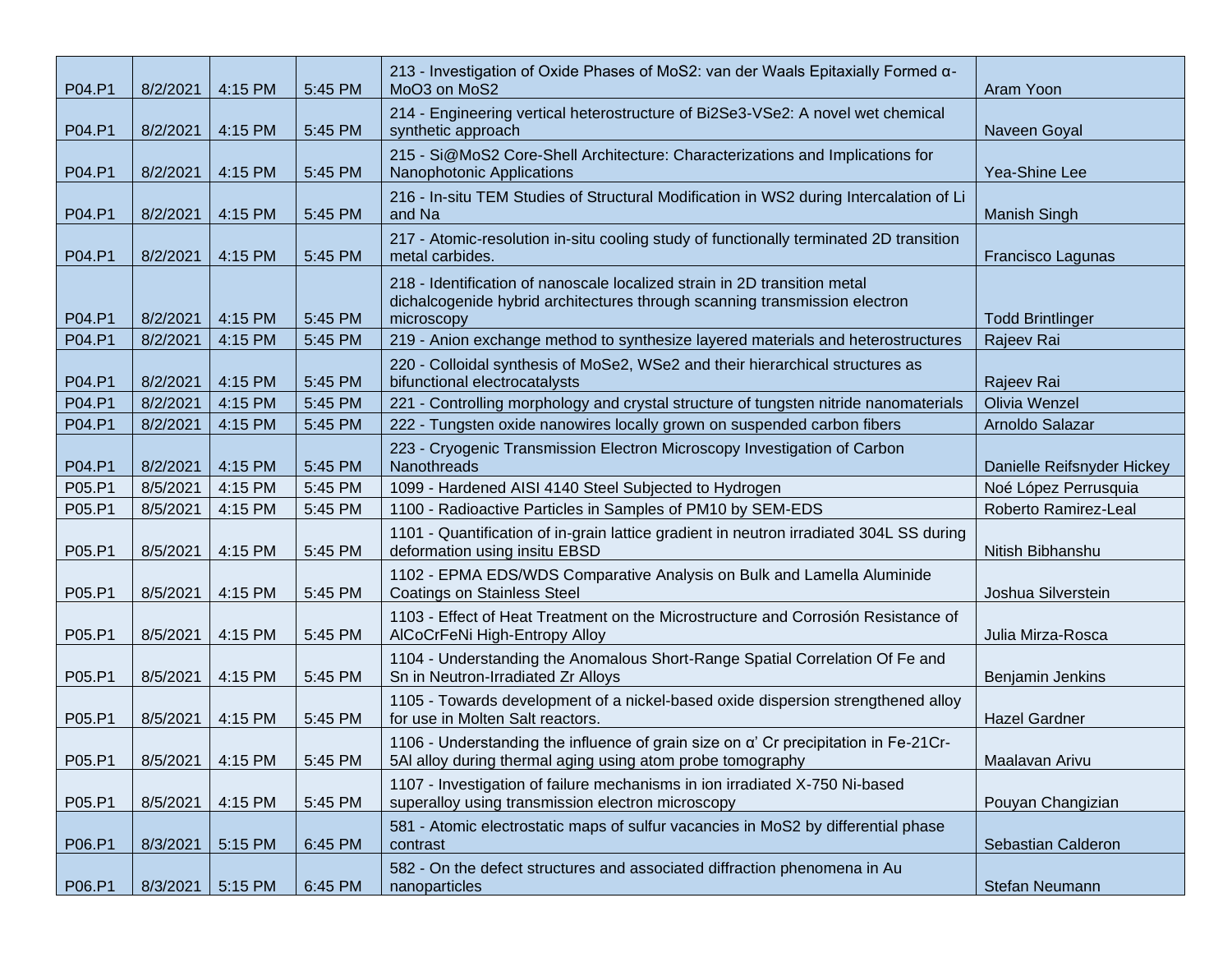| P04.P1 | 8/2/2021 | 4:15 PM | 5:45 PM | 213 - Investigation of Oxide Phases of $MoS_2$: van der Waals Epitaxially Formed α-$MoO_3$ on $MoS_2$ | Aram Yoon |
|---|---|---|---|---|---|
| P04.P1 | 8/2/2021 | 4:15 PM | 5:45 PM | 214 - Engineering vertical heterostructure of $Bi_2Se_3$-$VSe_2$: A novel wet chemical synthetic approach | Naveen Goyal |
| P04.P1 | 8/2/2021 | 4:15 PM | 5:45 PM | 215 - Si@$MoS_2$ Core-Shell Architecture: Characterizations and Implications for Nanophotonic Applications | Yea-Shine Lee |
| P04.P1 | 8/2/2021 | 4:15 PM | 5:45 PM | 216 - In-situ TEM Studies of Structural Modification in $WS_2$ during Intercalation of Li and Na | Manish Singh |
| P04.P1 | 8/2/2021 | 4:15 PM | 5:45 PM | 217 - Atomic-resolution in-situ cooling study of functionally terminated 2D transition metal carbides. | Francisco Lagunas |
| P04.P1 | 8/2/2021 | 4:15 PM | 5:45 PM | 218 - Identification of nanoscale localized strain in 2D transition metal dichalcogenide hybrid architectures through scanning transmission electron microscopy | Todd Brintlinger |
| P04.P1 | 8/2/2021 | 4:15 PM | 5:45 PM | 219 - Anion exchange method to synthesize layered materials and heterostructures | Rajeev Rai |
| P04.P1 | 8/2/2021 | 4:15 PM | 5:45 PM | 220 - Colloidal synthesis of $MoSe_2$, $WSe_2$ and their hierarchical structures as bifunctional electrocatalysts | Rajeev Rai |
| P04.P1 | 8/2/2021 | 4:15 PM | 5:45 PM | 221 - Controlling morphology and crystal structure of tungsten nitride nanomaterials | Olivia Wenzel |
| P04.P1 | 8/2/2021 | 4:15 PM | 5:45 PM | 222 - Tungsten oxide nanowires locally grown on suspended carbon fibers | Arnoldo Salazar |
| P04.P1 | 8/2/2021 | 4:15 PM | 5:45 PM | 223 - Cryogenic Transmission Electron Microscopy Investigation of Carbon Nanothreads | Danielle Reifsnyder Hickey |
| P05.P1 | 8/5/2021 | 4:15 PM | 5:45 PM | 1099 - Hardened AISI 4140 Steel Subjected to Hydrogen | Noé López Perrusquia |
| P05.P1 | 8/5/2021 | 4:15 PM | 5:45 PM | 1100 - Radioactive Particles in Samples of PM10 by SEM-EDS | Roberto Ramirez-Leal |
| P05.P1 | 8/5/2021 | 4:15 PM | 5:45 PM | 1101 - Quantification of in-grain lattice gradient in neutron irradiated 304L SS during deformation using insitu EBSD | Nitish Bibhanshu |
| P05.P1 | 8/5/2021 | 4:15 PM | 5:45 PM | 1102 - EPMA EDS/WDS Comparative Analysis on Bulk and Lamella Aluminide Coatings on Stainless Steel | Joshua Silverstein |
| P05.P1 | 8/5/2021 | 4:15 PM | 5:45 PM | 1103 - Effect of Heat Treatment on the Microstructure and Corrosión Resistance of AlCoCrFeNi High-Entropy Alloy | Julia Mirza-Rosca |
| P05.P1 | 8/5/2021 | 4:15 PM | 5:45 PM | 1104 - Understanding the Anomalous Short-Range Spatial Correlation Of Fe and Sn in Neutron-Irradiated Zr Alloys | Benjamin Jenkins |
| P05.P1 | 8/5/2021 | 4:15 PM | 5:45 PM | 1105 - Towards development of a nickel-based oxide dispersion strengthened alloy for use in Molten Salt reactors. | Hazel Gardner |
| P05.P1 | 8/5/2021 | 4:15 PM | 5:45 PM | 1106 - Understanding the influence of grain size on α' Cr precipitation in Fe-21Cr-5Al alloy during thermal aging using atom probe tomography | Maalavan Arivu |
| P05.P1 | 8/5/2021 | 4:15 PM | 5:45 PM | 1107 - Investigation of failure mechanisms in ion irradiated X-750 Ni-based superalloy using transmission electron microscopy | Pouyan Changizian |
| P06.P1 | 8/3/2021 | 5:15 PM | 6:45 PM | 581 - Atomic electrostatic maps of sulfur vacancies in $MoS_2$ by differential phase contrast | Sebastian Calderon |
| P06.P1 | 8/3/2021 | 5:15 PM | 6:45 PM | 582 - On the defect structures and associated diffraction phenomena in Au nanoparticles | Stefan Neumann |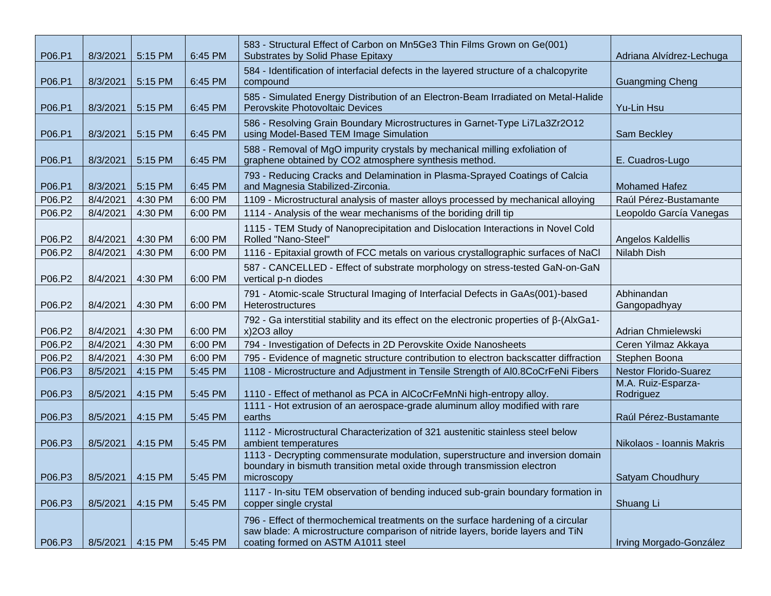| | | | | | |
|---|---|---|---|---|---|
| P06.P1 | 8/3/2021 | 5:15 PM | 6:45 PM | 583 - Structural Effect of Carbon on $Mn_5Ge_3$ Thin Films Grown on Ge(001) Substrates by Solid Phase Epitaxy | Adriana Alvídrez-Lechuga |
| P06.P1 | 8/3/2021 | 5:15 PM | 6:45 PM | 584 - Identification of interfacial defects in the layered structure of a chalcopyrite compound | Guangming Cheng |
| P06.P1 | 8/3/2021 | 5:15 PM | 6:45 PM | 585 - Simulated Energy Distribution of an Electron-Beam Irradiated on Metal-Halide Perovskite Photovoltaic Devices | Yu-Lin Hsu |
| P06.P1 | 8/3/2021 | 5:15 PM | 6:45 PM | 586 - Resolving Grain Boundary Microstructures in Garnet-Type $Li_7La_3Zr_2O_{12}$ using Model-Based TEM Image Simulation | Sam Beckley |
| P06.P1 | 8/3/2021 | 5:15 PM | 6:45 PM | 588 - Removal of MgO impurity crystals by mechanical milling exfoliation of graphene obtained by $CO_2$ atmosphere synthesis method. | E. Cuadros-Lugo |
| P06.P1 | 8/3/2021 | 5:15 PM | 6:45 PM | 793 - Reducing Cracks and Delamination in Plasma-Sprayed Coatings of Calcia and Magnesia Stabilized-Zirconia. | Mohamed Hafez |
| P06.P2 | 8/4/2021 | 4:30 PM | 6:00 PM | 1109 - Microstructural analysis of master alloys processed by mechanical alloying | Raúl Pérez-Bustamante |
| P06.P2 | 8/4/2021 | 4:30 PM | 6:00 PM | 1114 - Analysis of the wear mechanisms of the boriding drill tip | Leopoldo García Vanegas |
| P06.P2 | 8/4/2021 | 4:30 PM | 6:00 PM | 1115 - TEM Study of Nanoprecipitation and Dislocation Interactions in Novel Cold Rolled "Nano-Steel" | Angelos Kaldellis |
| P06.P2 | 8/4/2021 | 4:30 PM | 6:00 PM | 1116 - Epitaxial growth of FCC metals on various crystallographic surfaces of NaCl | Nilabh Dish |
| P06.P2 | 8/4/2021 | 4:30 PM | 6:00 PM | 587 - CANCELLED - Effect of substrate morphology on stress-tested GaN-on-GaN vertical p-n diodes | |
| P06.P2 | 8/4/2021 | 4:30 PM | 6:00 PM | 791 - Atomic-scale Structural Imaging of Interfacial Defects in GaAs(001)-based Heterostructures | Abhinandan Gangopadhyay |
| P06.P2 | 8/4/2021 | 4:30 PM | 6:00 PM | 792 - Ga interstitial stability and its effect on the electronic properties of β-$(Al_xGa_{1-x})_2O_3$ alloy | Adrian Chmielewski |
| P06.P2 | 8/4/2021 | 4:30 PM | 6:00 PM | 794 - Investigation of Defects in 2D Perovskite Oxide Nanosheets | Ceren Yilmaz Akkaya |
| P06.P2 | 8/4/2021 | 4:30 PM | 6:00 PM | 795 - Evidence of magnetic structure contribution to electron backscatter diffraction | Stephen Boona |
| P06.P3 | 8/5/2021 | 4:15 PM | 5:45 PM | 1108 - Microstructure and Adjustment in Tensile Strength of $Al_{0.8}CoCrFeNi$ Fibers | Nestor Florido-Suarez |
| P06.P3 | 8/5/2021 | 4:15 PM | 5:45 PM | 1110 - Effect of methanol as PCA in AlCoCrFeMnNi high-entropy alloy. | M.A. Ruiz-Esparza-Rodriguez |
| P06.P3 | 8/5/2021 | 4:15 PM | 5:45 PM | 1111 - Hot extrusion of an aerospace-grade aluminum alloy modified with rare earths | Raúl Pérez-Bustamante |
| P06.P3 | 8/5/2021 | 4:15 PM | 5:45 PM | 1112 - Microstructural Characterization of 321 austenitic stainless steel below ambient temperatures | Nikolaos - Ioannis Makris |
| P06.P3 | 8/5/2021 | 4:15 PM | 5:45 PM | 1113 - Decrypting commensurate modulation, superstructure and inversion domain boundary in bismuth transition metal oxide through transmission electron microscopy | Satyam Choudhury |
| P06.P3 | 8/5/2021 | 4:15 PM | 5:45 PM | 1117 - In-situ TEM observation of bending induced sub-grain boundary formation in copper single crystal | Shuang Li |
| P06.P3 | 8/5/2021 | 4:15 PM | 5:45 PM | 796 - Effect of thermochemical treatments on the surface hardening of a circular saw blade: A microstructure comparison of nitride layers, boride layers and TiN coating formed on ASTM A1011 steel | Irving Morgado-González |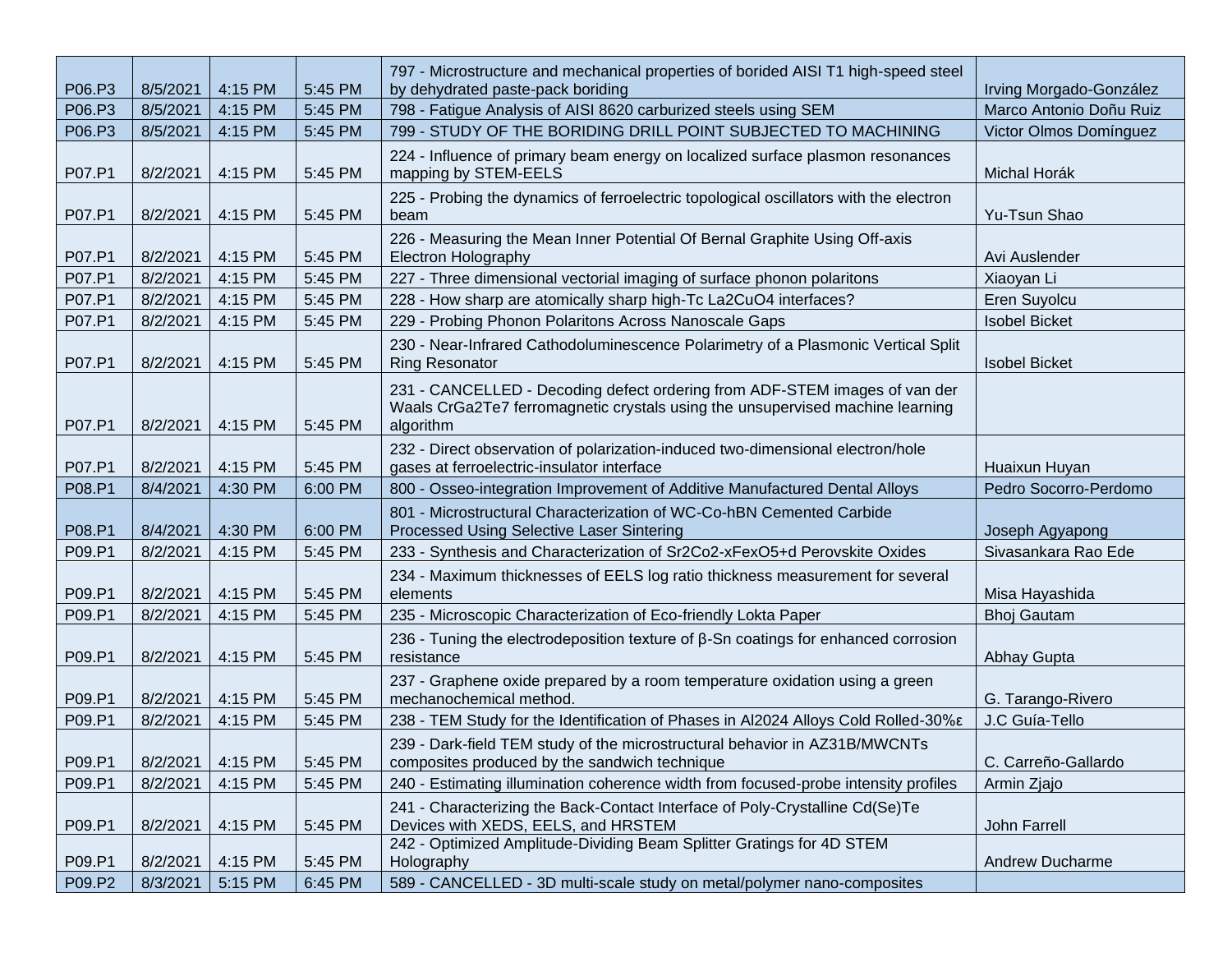| | | | | | |
|---|---|---|---|---|---|
| P06.P3 | 8/5/2021 | 4:15 PM | 5:45 PM | 797 - Microstructure and mechanical properties of borided AISI T1 high-speed steel by dehydrated paste-pack boriding | Irving Morgado-González |
| P06.P3 | 8/5/2021 | 4:15 PM | 5:45 PM | 798 - Fatigue Analysis of AISI 8620 carburized steels using SEM | Marco Antonio Doñu Ruiz |
| P06.P3 | 8/5/2021 | 4:15 PM | 5:45 PM | 799 - STUDY OF THE BORIDING DRILL POINT SUBJECTED TO MACHINING | Victor Olmos Domínguez |
| P07.P1 | 8/2/2021 | 4:15 PM | 5:45 PM | 224 - Influence of primary beam energy on localized surface plasmon resonances mapping by STEM-EELS | Michal Horák |
| P07.P1 | 8/2/2021 | 4:15 PM | 5:45 PM | 225 - Probing the dynamics of ferroelectric topological oscillators with the electron beam | Yu-Tsun Shao |
| P07.P1 | 8/2/2021 | 4:15 PM | 5:45 PM | 226 - Measuring the Mean Inner Potential Of Bernal Graphite Using Off-axis Electron Holography | Avi Auslender |
| P07.P1 | 8/2/2021 | 4:15 PM | 5:45 PM | 227 - Three dimensional vectorial imaging of surface phonon polaritons | Xiaoyan Li |
| P07.P1 | 8/2/2021 | 4:15 PM | 5:45 PM | 228 - How sharp are atomically sharp high-Tc La2CuO4 interfaces? | Eren Suyolcu |
| P07.P1 | 8/2/2021 | 4:15 PM | 5:45 PM | 229 - Probing Phonon Polaritons Across Nanoscale Gaps | Isobel Bicket |
| P07.P1 | 8/2/2021 | 4:15 PM | 5:45 PM | 230 - Near-Infrared Cathodoluminescence Polarimetry of a Plasmonic Vertical Split Ring Resonator | Isobel Bicket |
| P07.P1 | 8/2/2021 | 4:15 PM | 5:45 PM | 231 - CANCELLED - Decoding defect ordering from ADF-STEM images of van der Waals CrGa2Te7 ferromagnetic crystals using the unsupervised machine learning algorithm | |
| P07.P1 | 8/2/2021 | 4:15 PM | 5:45 PM | 232 - Direct observation of polarization-induced two-dimensional electron/hole gases at ferroelectric-insulator interface | Huaixun Huyan |
| P08.P1 | 8/4/2021 | 4:30 PM | 6:00 PM | 800 - Osseo-integration Improvement of Additive Manufactured Dental Alloys | Pedro Socorro-Perdomo |
| P08.P1 | 8/4/2021 | 4:30 PM | 6:00 PM | 801 - Microstructural Characterization of WC-Co-hBN Cemented Carbide Processed Using Selective Laser Sintering | Joseph Agyapong |
| P09.P1 | 8/2/2021 | 4:15 PM | 5:45 PM | 233 - Synthesis and Characterization of Sr2Co2-xFexO5+d Perovskite Oxides | Sivasankara Rao Ede |
| P09.P1 | 8/2/2021 | 4:15 PM | 5:45 PM | 234 - Maximum thicknesses of EELS log ratio thickness measurement for several elements | Misa Hayashida |
| P09.P1 | 8/2/2021 | 4:15 PM | 5:45 PM | 235 - Microscopic Characterization of Eco-friendly Lokta Paper | Bhoj Gautam |
| P09.P1 | 8/2/2021 | 4:15 PM | 5:45 PM | 236 - Tuning the electrodeposition texture of β-Sn coatings for enhanced corrosion resistance | Abhay Gupta |
| P09.P1 | 8/2/2021 | 4:15 PM | 5:45 PM | 237 - Graphene oxide prepared by a room temperature oxidation using a green mechanochemical method. | G. Tarango-Rivero |
| P09.P1 | 8/2/2021 | 4:15 PM | 5:45 PM | 238 - TEM Study for the Identification of Phases in Al2024 Alloys Cold Rolled-30%ε | J.C Guía-Tello |
| P09.P1 | 8/2/2021 | 4:15 PM | 5:45 PM | 239 - Dark-field TEM study of the microstructural behavior in AZ31B/MWCNTs composites produced by the sandwich technique | C. Carreño-Gallardo |
| P09.P1 | 8/2/2021 | 4:15 PM | 5:45 PM | 240 - Estimating illumination coherence width from focused-probe intensity profiles | Armin Zjajo |
| P09.P1 | 8/2/2021 | 4:15 PM | 5:45 PM | 241 - Characterizing the Back-Contact Interface of Poly-Crystalline Cd(Se)Te Devices with XEDS, EELS, and HRSTEM | John Farrell |
| P09.P1 | 8/2/2021 | 4:15 PM | 5:45 PM | 242 - Optimized Amplitude-Dividing Beam Splitter Gratings for 4D STEM Holography | Andrew Ducharme |
| P09.P2 | 8/3/2021 | 5:15 PM | 6:45 PM | 589 - CANCELLED - 3D multi-scale study on metal/polymer nano-composites | |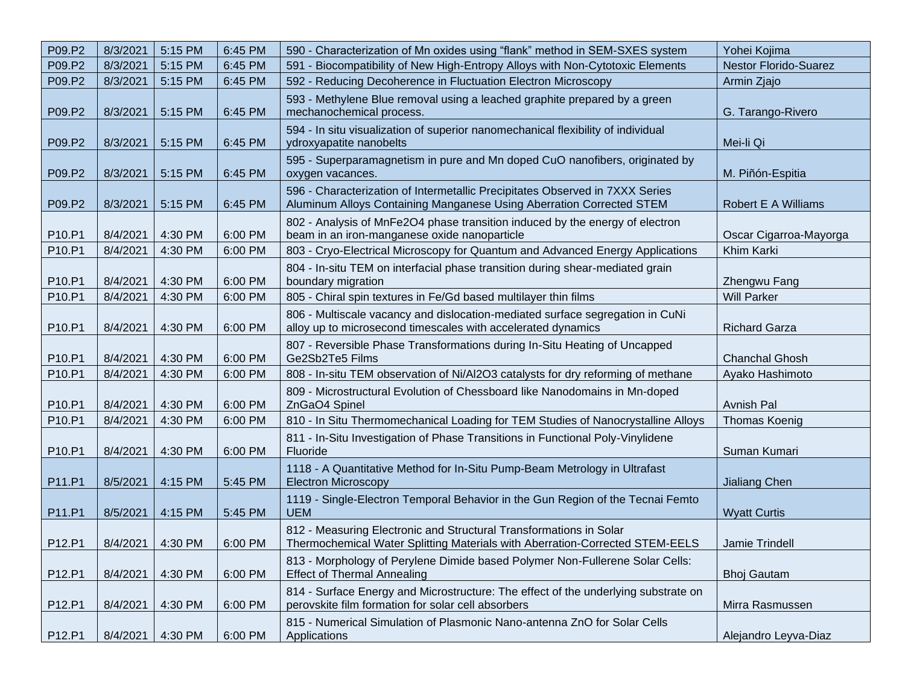| | | | | | |
|---|---|---|---|---|---|
| P09.P2 | 8/3/2021 | 5:15 PM | 6:45 PM | 590 - Characterization of Mn oxides using “flank” method in SEM-SXES system | Yohei Kojima |
| P09.P2 | 8/3/2021 | 5:15 PM | 6:45 PM | 591 - Biocompatibility of New High-Entropy Alloys with Non-Cytotoxic Elements | Nestor Florido-Suarez |
| P09.P2 | 8/3/2021 | 5:15 PM | 6:45 PM | 592 - Reducing Decoherence in Fluctuation Electron Microscopy | Armin Zjajo |
| P09.P2 | 8/3/2021 | 5:15 PM | 6:45 PM | 593 - Methylene Blue removal using a leached graphite prepared by a green mechanochemical process. | G. Tarango-Rivero |
| P09.P2 | 8/3/2021 | 5:15 PM | 6:45 PM | 594 - In situ visualization of superior nanomechanical flexibility of individual ydroxyapatite nanobelts | Mei-li Qi |
| P09.P2 | 8/3/2021 | 5:15 PM | 6:45 PM | 595 - Superparamagnetism in pure and Mn doped CuO nanofibers, originated by oxygen vacances. | M. Piñón-Espitia |
| P09.P2 | 8/3/2021 | 5:15 PM | 6:45 PM | 596 - Characterization of Intermetallic Precipitates Observed in 7XXX Series Aluminum Alloys Containing Manganese Using Aberration Corrected STEM | Robert E A Williams |
| P10.P1 | 8/4/2021 | 4:30 PM | 6:00 PM | 802 - Analysis of MnFe2O4 phase transition induced by the energy of electron beam in an iron-manganese oxide nanoparticle | Oscar Cigarroa-Mayorga |
| P10.P1 | 8/4/2021 | 4:30 PM | 6:00 PM | 803 - Cryo-Electrical Microscopy for Quantum and Advanced Energy Applications | Khim Karki |
| P10.P1 | 8/4/2021 | 4:30 PM | 6:00 PM | 804 - In-situ TEM on interfacial phase transition during shear-mediated grain boundary migration | Zhengwu Fang |
| P10.P1 | 8/4/2021 | 4:30 PM | 6:00 PM | 805 - Chiral spin textures in Fe/Gd based multilayer thin films | Will Parker |
| P10.P1 | 8/4/2021 | 4:30 PM | 6:00 PM | 806 - Multiscale vacancy and dislocation-mediated surface segregation in CuNi alloy up to microsecond timescales with accelerated dynamics | Richard Garza |
| P10.P1 | 8/4/2021 | 4:30 PM | 6:00 PM | 807 - Reversible Phase Transformations during In-Situ Heating of Uncapped Ge2Sb2Te5 Films | Chanchal Ghosh |
| P10.P1 | 8/4/2021 | 4:30 PM | 6:00 PM | 808 - In-situ TEM observation of Ni/Al2O3 catalysts for dry reforming of methane | Ayako Hashimoto |
| P10.P1 | 8/4/2021 | 4:30 PM | 6:00 PM | 809 - Microstructural Evolution of Chessboard like Nanodomains in Mn-doped ZnGaO4 Spinel | Avnish Pal |
| P10.P1 | 8/4/2021 | 4:30 PM | 6:00 PM | 810 - In Situ Thermomechanical Loading for TEM Studies of Nanocrystalline Alloys | Thomas Koenig |
| P10.P1 | 8/4/2021 | 4:30 PM | 6:00 PM | 811 - In-Situ Investigation of Phase Transitions in Functional Poly-Vinylidene Fluoride | Suman Kumari |
| P11.P1 | 8/5/2021 | 4:15 PM | 5:45 PM | 1118 - A Quantitative Method for In-Situ Pump-Beam Metrology in Ultrafast Electron Microscopy | Jialiang Chen |
| P11.P1 | 8/5/2021 | 4:15 PM | 5:45 PM | 1119 - Single-Electron Temporal Behavior in the Gun Region of the Tecnai Femto UEM | Wyatt Curtis |
| P12.P1 | 8/4/2021 | 4:30 PM | 6:00 PM | 812 - Measuring Electronic and Structural Transformations in Solar Thermochemical Water Splitting Materials with Aberration-Corrected STEM-EELS | Jamie Trindell |
| P12.P1 | 8/4/2021 | 4:30 PM | 6:00 PM | 813 - Morphology of Perylene Dimide based Polymer Non-Fullerene Solar Cells: Effect of Thermal Annealing | Bhoj Gautam |
| P12.P1 | 8/4/2021 | 4:30 PM | 6:00 PM | 814 - Surface Energy and Microstructure: The effect of the underlying substrate on perovskite film formation for solar cell absorbers | Mirra Rasmussen |
| P12.P1 | 8/4/2021 | 4:30 PM | 6:00 PM | 815 - Numerical Simulation of Plasmonic Nano-antenna ZnO for Solar Cells Applications | Alejandro Leyva-Diaz |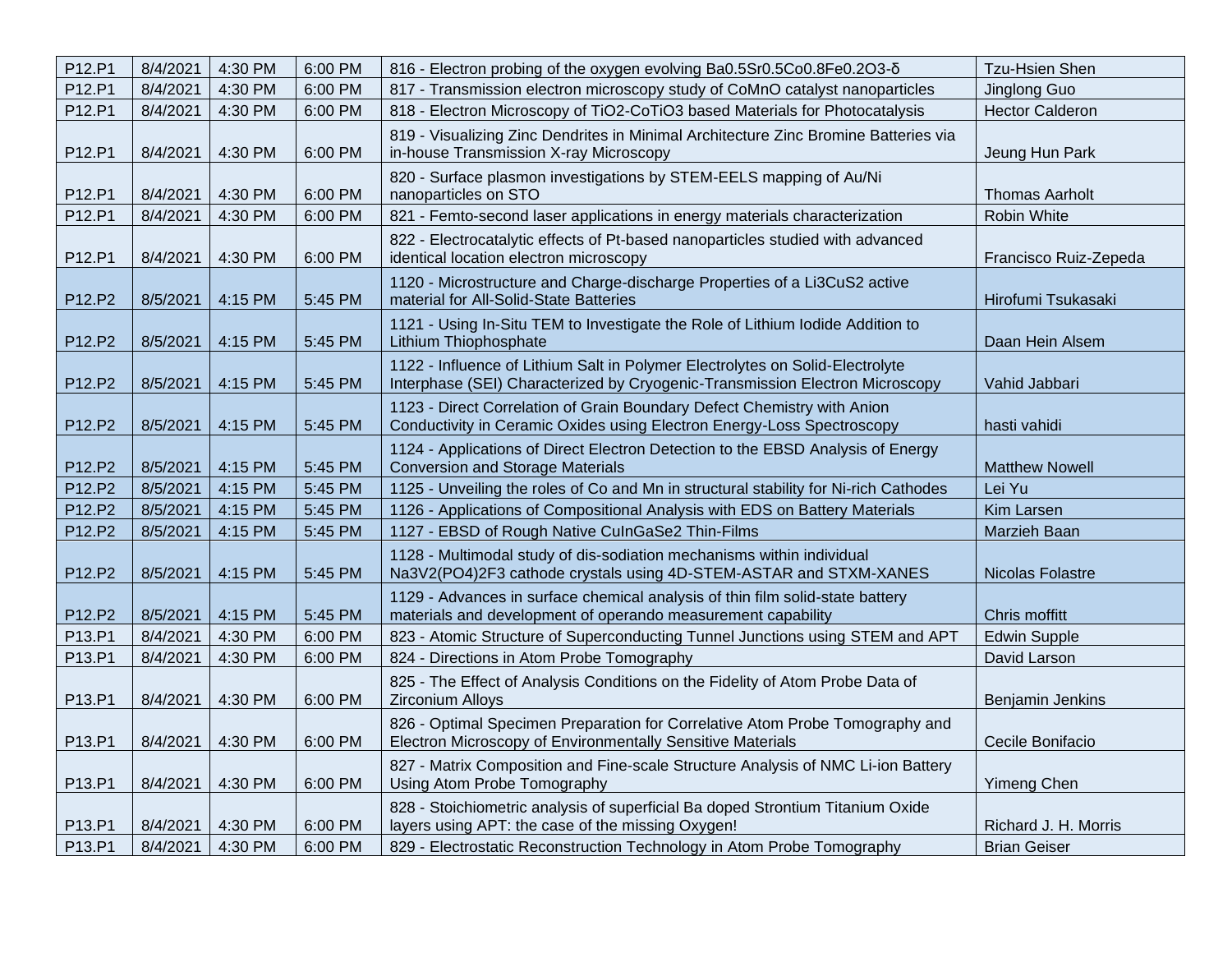| P12.P1 | 8/4/2021 | 4:30 PM | 6:00 PM | 816 - Electron probing of the oxygen evolving $Ba_{0.5}Sr_{0.5}Co_{0.8}Fe_{0.2}O_{3-\delta}$ | Tzu-Hsien Shen |
|---|---|---|---|---|---|
| P12.P1 | 8/4/2021 | 4:30 PM | 6:00 PM | 817 - Transmission electron microscopy study of CoMnO catalyst nanoparticles | Jinglong Guo |
| P12.P1 | 8/4/2021 | 4:30 PM | 6:00 PM | 818 - Electron Microscopy of $TiO_2$-$CoTiO_3$ based Materials for Photocatalysis | Hector Calderon |
| P12.P1 | 8/4/2021 | 4:30 PM | 6:00 PM | 819 - Visualizing Zinc Dendrites in Minimal Architecture Zinc Bromine Batteries via in-house Transmission X-ray Microscopy | Jeung Hun Park |
| P12.P1 | 8/4/2021 | 4:30 PM | 6:00 PM | 820 - Surface plasmon investigations by STEM-EELS mapping of Au/Ni nanoparticles on STO | Thomas Aarholt |
| P12.P1 | 8/4/2021 | 4:30 PM | 6:00 PM | 821 - Femto-second laser applications in energy materials characterization | Robin White |
| P12.P1 | 8/4/2021 | 4:30 PM | 6:00 PM | 822 - Electrocatalytic effects of Pt-based nanoparticles studied with advanced identical location electron microscopy | Francisco Ruiz-Zepeda |
| P12.P2 | 8/5/2021 | 4:15 PM | 5:45 PM | 1120 - Microstructure and Charge-discharge Properties of a $Li_3CuS_2$ active material for All-Solid-State Batteries | Hirofumi Tsukasaki |
| P12.P2 | 8/5/2021 | 4:15 PM | 5:45 PM | 1121 - Using In-Situ TEM to Investigate the Role of Lithium Iodide Addition to Lithium Thiophosphate | Daan Hein Alsem |
| P12.P2 | 8/5/2021 | 4:15 PM | 5:45 PM | 1122 - Influence of Lithium Salt in Polymer Electrolytes on Solid-Electrolyte Interphase (SEI) Characterized by Cryogenic-Transmission Electron Microscopy | Vahid Jabbari |
| P12.P2 | 8/5/2021 | 4:15 PM | 5:45 PM | 1123 - Direct Correlation of Grain Boundary Defect Chemistry with Anion Conductivity in Ceramic Oxides using Electron Energy-Loss Spectroscopy | hasti vahidi |
| P12.P2 | 8/5/2021 | 4:15 PM | 5:45 PM | 1124 - Applications of Direct Electron Detection to the EBSD Analysis of Energy Conversion and Storage Materials | Matthew Nowell |
| P12.P2 | 8/5/2021 | 4:15 PM | 5:45 PM | 1125 - Unveiling the roles of Co and Mn in structural stability for Ni-rich Cathodes | Lei Yu |
| P12.P2 | 8/5/2021 | 4:15 PM | 5:45 PM | 1126 - Applications of Compositional Analysis with EDS on Battery Materials | Kim Larsen |
| P12.P2 | 8/5/2021 | 4:15 PM | 5:45 PM | 1127 - EBSD of Rough Native $CuInGaSe_2$ Thin-Films | Marzieh Baan |
| P12.P2 | 8/5/2021 | 4:15 PM | 5:45 PM | 1128 - Multimodal study of dis-sodiation mechanisms within individual $Na_3V_2(PO_4)_2F_3$ cathode crystals using 4D-STEM-ASTAR and STXM-XANES | Nicolas Folastre |
| P12.P2 | 8/5/2021 | 4:15 PM | 5:45 PM | 1129 - Advances in surface chemical analysis of thin film solid-state battery materials and development of operando measurement capability | Chris moffitt |
| P13.P1 | 8/4/2021 | 4:30 PM | 6:00 PM | 823 - Atomic Structure of Superconducting Tunnel Junctions using STEM and APT | Edwin Supple |
| P13.P1 | 8/4/2021 | 4:30 PM | 6:00 PM | 824 - Directions in Atom Probe Tomography | David Larson |
| P13.P1 | 8/4/2021 | 4:30 PM | 6:00 PM | 825 - The Effect of Analysis Conditions on the Fidelity of Atom Probe Data of Zirconium Alloys | Benjamin Jenkins |
| P13.P1 | 8/4/2021 | 4:30 PM | 6:00 PM | 826 - Optimal Specimen Preparation for Correlative Atom Probe Tomography and Electron Microscopy of Environmentally Sensitive Materials | Cecile Bonifacio |
| P13.P1 | 8/4/2021 | 4:30 PM | 6:00 PM | 827 - Matrix Composition and Fine-scale Structure Analysis of NMC Li-ion Battery Using Atom Probe Tomography | Yimeng Chen |
| P13.P1 | 8/4/2021 | 4:30 PM | 6:00 PM | 828 - Stoichiometric analysis of superficial Ba doped Strontium Titanium Oxide layers using APT: the case of the missing Oxygen! | Richard J. H. Morris |
| P13.P1 | 8/4/2021 | 4:30 PM | 6:00 PM | 829 - Electrostatic Reconstruction Technology in Atom Probe Tomography | Brian Geiser |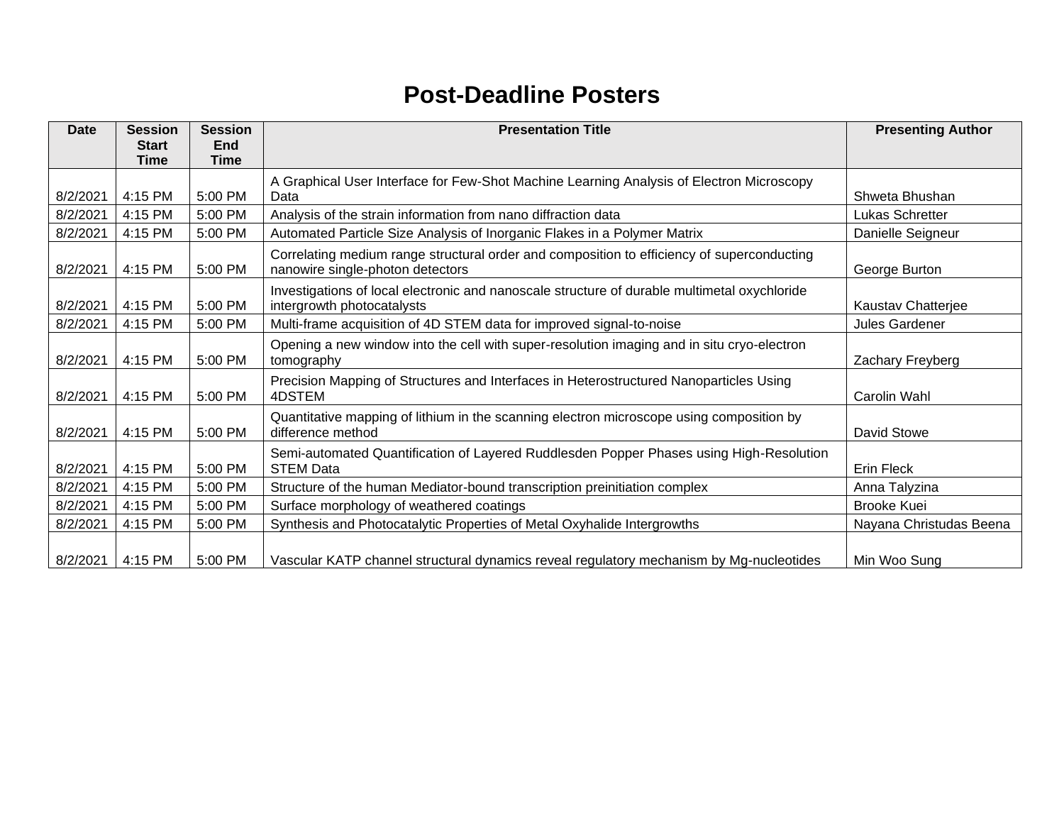# Post-Deadline Posters

| Date | Session Start Time | Session End Time | Presentation Title | Presenting Author |
| --- | --- | --- | --- | --- |
| 8/2/2021 | 4:15 PM | 5:00 PM | A Graphical User Interface for Few-Shot Machine Learning Analysis of Electron Microscopy Data | Shweta Bhushan |
| 8/2/2021 | 4:15 PM | 5:00 PM | Analysis of the strain information from nano diffraction data | Lukas Schretter |
| 8/2/2021 | 4:15 PM | 5:00 PM | Automated Particle Size Analysis of Inorganic Flakes in a Polymer Matrix | Danielle Seigneur |
| 8/2/2021 | 4:15 PM | 5:00 PM | Correlating medium range structural order and composition to efficiency of superconducting nanowire single-photon detectors | George Burton |
| 8/2/2021 | 4:15 PM | 5:00 PM | Investigations of local electronic and nanoscale structure of durable multimetal oxychloride intergrowth photocatalysts | Kaustav Chatterjee |
| 8/2/2021 | 4:15 PM | 5:00 PM | Multi-frame acquisition of 4D STEM data for improved signal-to-noise | Jules Gardener |
| 8/2/2021 | 4:15 PM | 5:00 PM | Opening a new window into the cell with super-resolution imaging and in situ cryo-electron tomography | Zachary Freyberg |
| 8/2/2021 | 4:15 PM | 5:00 PM | Precision Mapping of Structures and Interfaces in Heterostructured Nanoparticles Using 4DSTEM | Carolin Wahl |
| 8/2/2021 | 4:15 PM | 5:00 PM | Quantitative mapping of lithium in the scanning electron microscope using composition by difference method | David Stowe |
| 8/2/2021 | 4:15 PM | 5:00 PM | Semi-automated Quantification of Layered Ruddlesden Popper Phases using High-Resolution STEM Data | Erin Fleck |
| 8/2/2021 | 4:15 PM | 5:00 PM | Structure of the human Mediator-bound transcription preinitiation complex | Anna Talyzina |
| 8/2/2021 | 4:15 PM | 5:00 PM | Surface morphology of weathered coatings | Brooke Kuei |
| 8/2/2021 | 4:15 PM | 5:00 PM | Synthesis and Photocatalytic Properties of Metal Oxyhalide Intergrowths | Nayana Christudas Beena |
| 8/2/2021 | 4:15 PM | 5:00 PM | Vascular KATP channel structural dynamics reveal regulatory mechanism by Mg-nucleotides | Min Woo Sung |